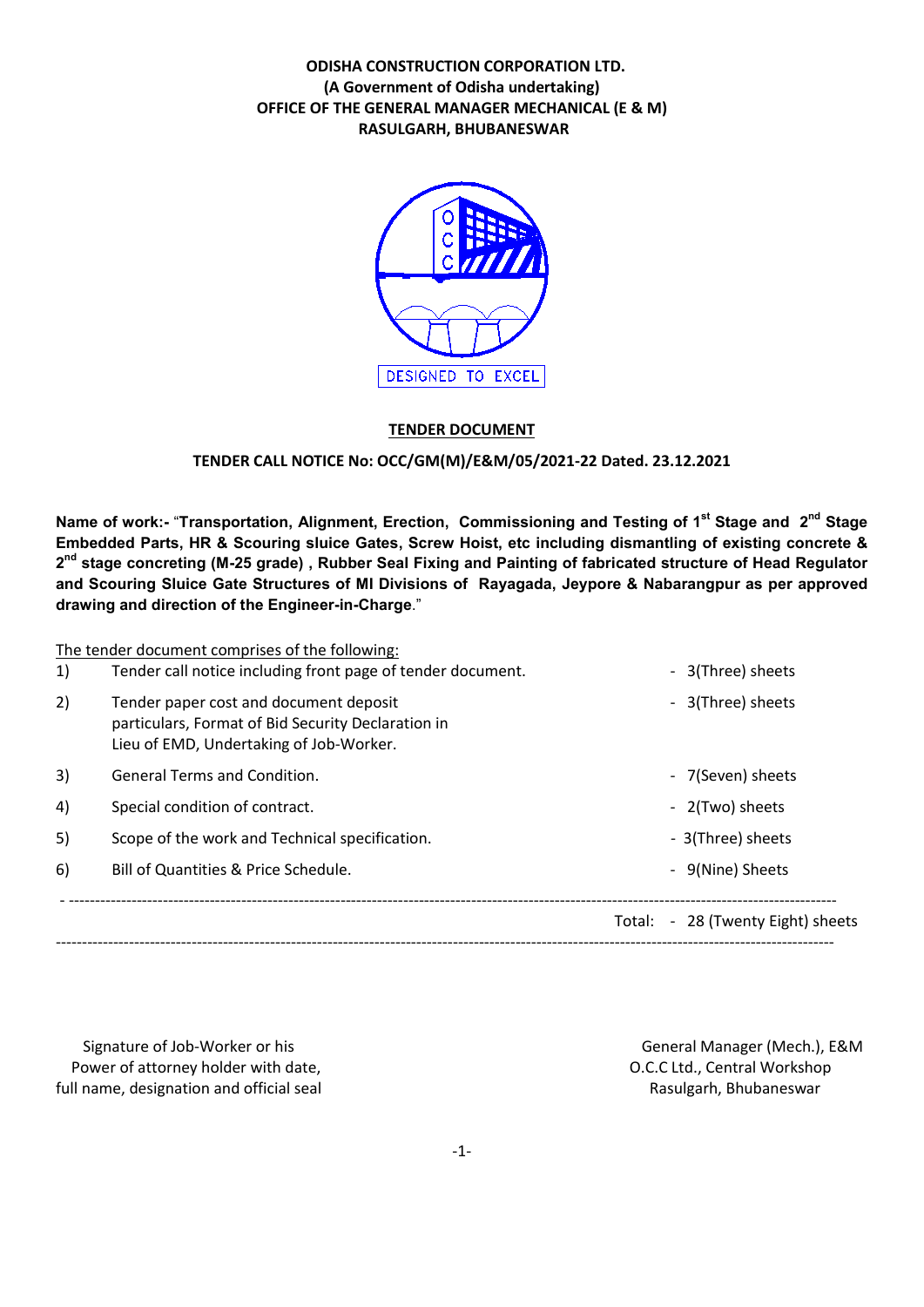**ODISHA CONSTRUCTION CORPORATION LTD.**
**(A Government of Odisha undertaking)**
**OFFICE OF THE GENERAL MANAGER MECHANICAL (E & M)**
**RASULGARH, BHUBANESWAR**

DESIGNED TO EXCEL

## TENDER DOCUMENT

**TENDER CALL NOTICE No: OCC/GM(M)/E&M/05/2021-22 Dated. 23.12.2021**

**Name of work:-** "**Transportation, Alignment, Erection, Commissioning and Testing of 1st Stage and 2nd Stage Embedded Parts, HR & Scouring sluice Gates, Screw Hoist, etc including dismantling of existing concrete & 2nd stage concreting (M-25 grade) , Rubber Seal Fixing and Painting of fabricated structure of Head Regulator and Scouring Sluice Gate Structures of MI Divisions of Rayagada, Jeypore & Nabarangpur as per approved drawing and direction of the Engineer-in-Charge**."

The tender document comprises of the following:

| | | |
|---|---|---|
| 1) | Tender call notice including front page of tender document. | - 3(Three) sheets |
| 2) | Tender paper cost and document deposit particulars, Format of Bid Security Declaration in Lieu of EMD, Undertaking of Job-Worker. | - 3(Three) sheets |
| 3) | General Terms and Condition. | - 7(Seven) sheets |
| 4) | Special condition of contract. | - 2(Two) sheets |
| 5) | Scope of the work and Technical specification. | - 3(Three) sheets |
| 6) | Bill of Quantities & Price Schedule. | - 9(Nine) Sheets |
| | Total: | - 28 (Twenty Eight) sheets |

Signature of Job-Worker or his
Power of attorney holder with date,
full name, designation and official seal

General Manager (Mech.), E&M
O.C.C Ltd., Central Workshop
Rasulgarh, Bhubaneswar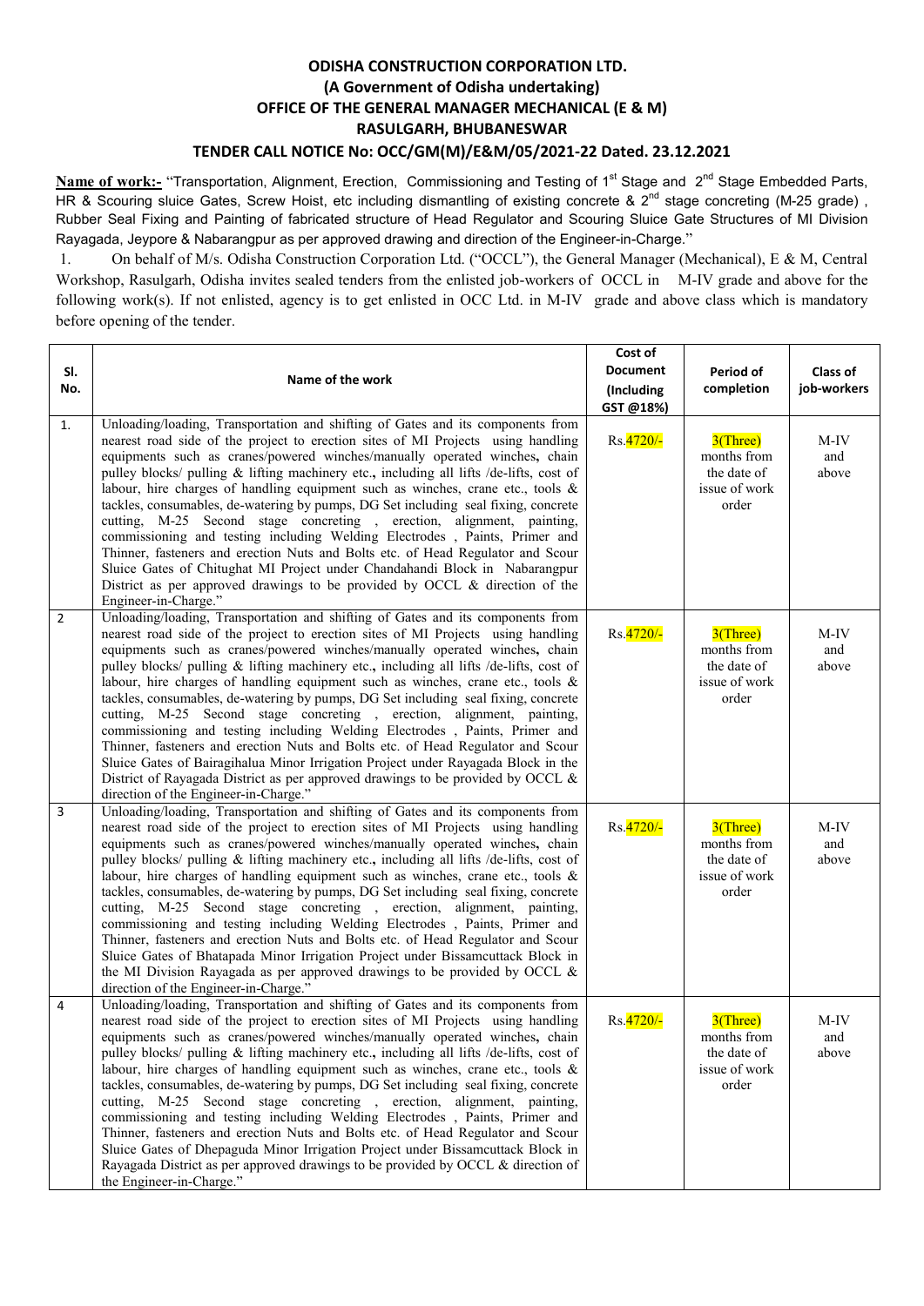**ODISHA CONSTRUCTION CORPORATION LTD.**
**(A Government of Odisha undertaking)**
**OFFICE OF THE GENERAL MANAGER MECHANICAL (E & M)**
**RASULGARH, BHUBANESWAR**
**TENDER CALL NOTICE No: OCC/GM(M)/E&M/05/2021-22 Dated. 23.12.2021**

**Name of work:-** "Transportation, Alignment, Erection, Commissioning and Testing of 1st Stage and 2nd Stage Embedded Parts, HR & Scouring sluice Gates, Screw Hoist, etc including dismantling of existing concrete & 2nd stage concreting (M-25 grade), Rubber Seal Fixing and Painting of fabricated structure of Head Regulator and Scouring Sluice Gate Structures of MI Division Rayagada, Jeypore & Nabarangpur as per approved drawing and direction of the Engineer-in-Charge."

1. On behalf of M/s. Odisha Construction Corporation Ltd. ("OCCL"), the General Manager (Mechanical), E & M, Central Workshop, Rasulgarh, Odisha invites sealed tenders from the enlisted job-workers of OCCL in M-IV grade and above for the following work(s). If not enlisted, agency is to get enlisted in OCC Ltd. in M-IV grade and above class which is mandatory before opening of the tender.

| Sl. No. | Name of the work | Cost of Document (Including GST @18%) | Period of completion | Class of job-workers |
|---|---|---|---|---|
| 1. | Unloading/loading, Transportation and shifting of Gates and its components from nearest road side of the project to erection sites of MI Projects using handling equipments such as cranes/powered winches/manually operated winches, chain pulley blocks/ pulling & lifting machinery etc., including all lifts /de-lifts, cost of labour, hire charges of handling equipment such as winches, crane etc., tools & tackles, consumables, de-watering by pumps, DG Set including seal fixing, concrete cutting, M-25 Second stage concreting , erection, alignment, painting, commissioning and testing including Welding Electrodes , Paints, Primer and Thinner, fasteners and erection Nuts and Bolts etc. of Head Regulator and Scour Sluice Gates of Chitughat MI Project under Chandahandi Block in Nabarangpur District as per approved drawings to be provided by OCCL & direction of the Engineer-in-Charge." | Rs.4720/- | 3(Three) months from the date of issue of work order | M-IV and above |
| 2 | Unloading/loading, Transportation and shifting of Gates and its components from nearest road side of the project to erection sites of MI Projects using handling equipments such as cranes/powered winches/manually operated winches, chain pulley blocks/ pulling & lifting machinery etc., including all lifts /de-lifts, cost of labour, hire charges of handling equipment such as winches, crane etc., tools & tackles, consumables, de-watering by pumps, DG Set including seal fixing, concrete cutting, M-25 Second stage concreting , erection, alignment, painting, commissioning and testing including Welding Electrodes , Paints, Primer and Thinner, fasteners and erection Nuts and Bolts etc. of Head Regulator and Scour Sluice Gates of Bairagihalua Minor Irrigation Project under Rayagada Block in the District of Rayagada District as per approved drawings to be provided by OCCL & direction of the Engineer-in-Charge." | Rs.4720/- | 3(Three) months from the date of issue of work order | M-IV and above |
| 3 | Unloading/loading, Transportation and shifting of Gates and its components from nearest road side of the project to erection sites of MI Projects using handling equipments such as cranes/powered winches/manually operated winches, chain pulley blocks/ pulling & lifting machinery etc., including all lifts /de-lifts, cost of labour, hire charges of handling equipment such as winches, crane etc., tools & tackles, consumables, de-watering by pumps, DG Set including seal fixing, concrete cutting, M-25 Second stage concreting , erection, alignment, painting, commissioning and testing including Welding Electrodes , Paints, Primer and Thinner, fasteners and erection Nuts and Bolts etc. of Head Regulator and Scour Sluice Gates of Bhatapada Minor Irrigation Project under Bissamcuttack Block in the MI Division Rayagada as per approved drawings to be provided by OCCL & direction of the Engineer-in-Charge." | Rs.4720/- | 3(Three) months from the date of issue of work order | M-IV and above |
| 4 | Unloading/loading, Transportation and shifting of Gates and its components from nearest road side of the project to erection sites of MI Projects using handling equipments such as cranes/powered winches/manually operated winches, chain pulley blocks/ pulling & lifting machinery etc., including all lifts /de-lifts, cost of labour, hire charges of handling equipment such as winches, crane etc., tools & tackles, consumables, de-watering by pumps, DG Set including seal fixing, concrete cutting, M-25 Second stage concreting , erection, alignment, painting, commissioning and testing including Welding Electrodes , Paints, Primer and Thinner, fasteners and erection Nuts and Bolts etc. of Head Regulator and Scour Sluice Gates of Dhepaguda Minor Irrigation Project under Bissamcuttack Block in Rayagada District as per approved drawings to be provided by OCCL & direction of the Engineer-in-Charge." | Rs.4720/- | 3(Three) months from the date of issue of work order | M-IV and above |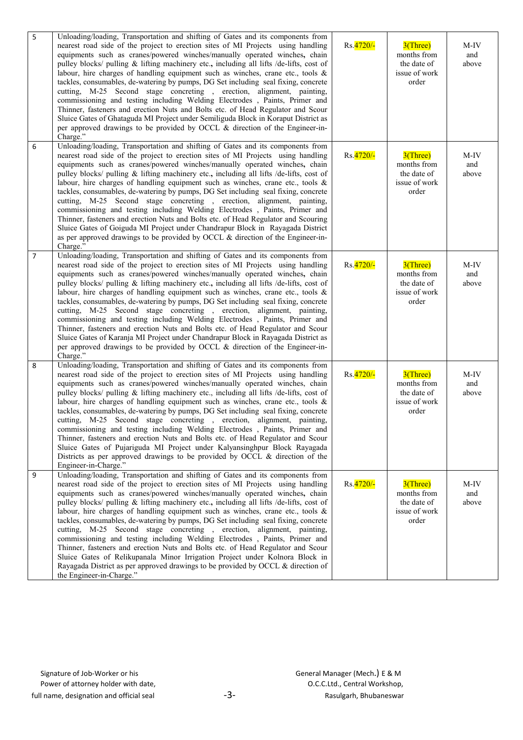| 5 | Unloading/loading, Transportation and shifting of Gates and its components from nearest road side of the project to erection sites of MI Projects using handling equipments such as cranes/powered winches/manually operated winches, chain pulley blocks/ pulling & lifting machinery etc., including all lifts /de-lifts, cost of labour, hire charges of handling equipment such as winches, crane etc., tools & tackles, consumables, de-watering by pumps, DG Set including seal fixing, concrete cutting, M-25 Second stage concreting , erection, alignment, painting, commissioning and testing including Welding Electrodes , Paints, Primer and Thinner, fasteners and erection Nuts and Bolts etc. of Head Regulator and Scour Sluice Gates of Ghataguda MI Project under Semiliguda Block in Koraput District as per approved drawings to be provided by OCCL & direction of the Engineer-in-Charge." | Rs.4720/- | 3(Three) months from the date of issue of work order | M-IV and above |
|---|---|---|---|---|
| 6 | Unloading/loading, Transportation and shifting of Gates and its components from nearest road side of the project to erection sites of MI Projects using handling equipments such as cranes/powered winches/manually operated winches, chain pulley blocks/ pulling & lifting machinery etc., including all lifts /de-lifts, cost of labour, hire charges of handling equipment such as winches, crane etc., tools & tackles, consumables, de-watering by pumps, DG Set including seal fixing, concrete cutting, M-25 Second stage concreting , erection, alignment, painting, commissioning and testing including Welding Electrodes , Paints, Primer and Thinner, fasteners and erection Nuts and Bolts etc. of Head Regulator and Scouring Sluice Gates of Goiguda MI Project under Chandrapur Block in Rayagada District as per approved drawings to be provided by OCCL & direction of the Engineer-in-Charge." | Rs.4720/- | 3(Three) months from the date of issue of work order | M-IV and above |
| 7 | Unloading/loading, Transportation and shifting of Gates and its components from nearest road side of the project to erection sites of MI Projects using handling equipments such as cranes/powered winches/manually operated winches, chain pulley blocks/ pulling & lifting machinery etc., including all lifts /de-lifts, cost of labour, hire charges of handling equipment such as winches, crane etc., tools & tackles, consumables, de-watering by pumps, DG Set including seal fixing, concrete cutting, M-25 Second stage concreting , erection, alignment, painting, commissioning and testing including Welding Electrodes , Paints, Primer and Thinner, fasteners and erection Nuts and Bolts etc. of Head Regulator and Scour Sluice Gates of Karanja MI Project under Chandrapur Block in Rayagada District as per approved drawings to be provided by OCCL & direction of the Engineer-in-Charge." | Rs.4720/- | 3(Three) months from the date of issue of work order | M-IV and above |
| 8 | Unloading/loading, Transportation and shifting of Gates and its components from nearest road side of the project to erection sites of MI Projects using handling equipments such as cranes/powered winches/manually operated winches, chain pulley blocks/ pulling & lifting machinery etc., including all lifts /de-lifts, cost of labour, hire charges of handling equipment such as winches, crane etc., tools & tackles, consumables, de-watering by pumps, DG Set including seal fixing, concrete cutting, M-25 Second stage concreting , erection, alignment, painting, commissioning and testing including Welding Electrodes , Paints, Primer and Thinner, fasteners and erection Nuts and Bolts etc. of Head Regulator and Scour Sluice Gates of Pujariguda MI Project under Kalyansinghpur Block Rayagada Districts as per approved drawings to be provided by OCCL & direction of the Engineer-in-Charge." | Rs.4720/- | 3(Three) months from the date of issue of work order | M-IV and above |
| 9 | Unloading/loading, Transportation and shifting of Gates and its components from nearest road side of the project to erection sites of MI Projects using handling equipments such as cranes/powered winches/manually operated winches, chain pulley blocks/ pulling & lifting machinery etc., including all lifts /de-lifts, cost of labour, hire charges of handling equipment such as winches, crane etc., tools & tackles, consumables, de-watering by pumps, DG Set including seal fixing, concrete cutting, M-25 Second stage concreting , erection, alignment, painting, commissioning and testing including Welding Electrodes , Paints, Primer and Thinner, fasteners and erection Nuts and Bolts etc. of Head Regulator and Scour Sluice Gates of Relikupanala Minor Irrigation Project under Kolnora Block in Rayagada District as per approved drawings to be provided by OCCL & direction of the Engineer-in-Charge." | Rs.4720/- | 3(Three) months from the date of issue of work order | M-IV and above |

Signature of Job-Worker or his Power of attorney holder with date, full name, designation and official seal

General Manager (Mech.) E & M
O.C.C.Ltd., Central Workshop,
Rasulgarh, Bhubaneswar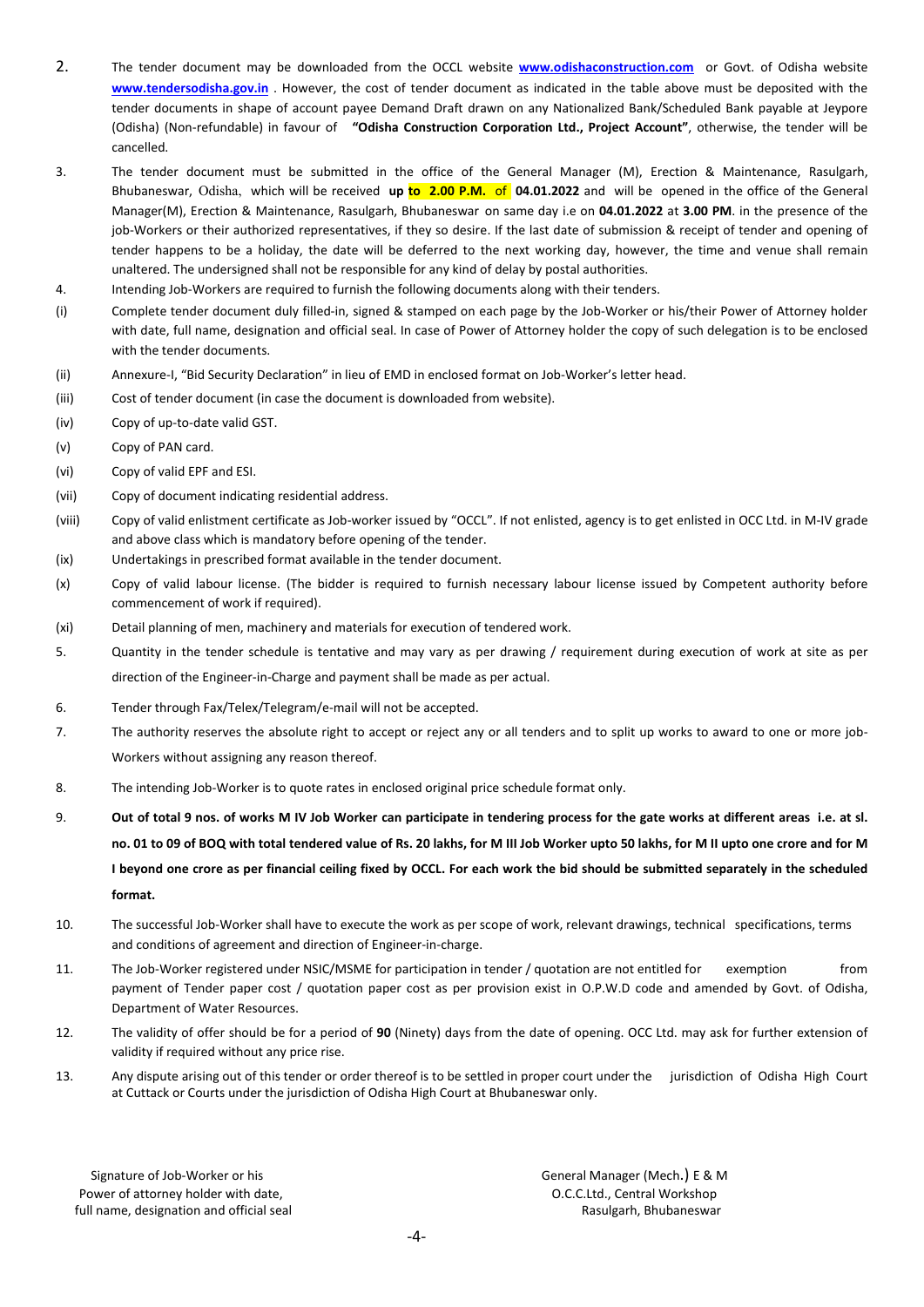2. The tender document may be downloaded from the OCCL website **www.odishaconstruction.com** or Govt. of Odisha website **www.tendersodisha.gov.in** . However, the cost of tender document as indicated in the table above must be deposited with the tender documents in shape of account payee Demand Draft drawn on any Nationalized Bank/Scheduled Bank payable at Jeypore (Odisha) (Non-refundable) in favour of **"Odisha Construction Corporation Ltd., Project Account"**, otherwise, the tender will be cancelled.

3. The tender document must be submitted in the office of the General Manager (M), Erection & Maintenance, Rasulgarh, Bhubaneswar, Odisha, which will be received **up to 2.00 P.M.** of **04.01.2022** and will be opened in the office of the General Manager(M), Erection & Maintenance, Rasulgarh, Bhubaneswar on same day i.e on **04.01.2022** at **3.00 PM**. in the presence of the job-Workers or their authorized representatives, if they so desire. If the last date of submission & receipt of tender and opening of tender happens to be a holiday, the date will be deferred to the next working day, however, the time and venue shall remain unaltered. The undersigned shall not be responsible for any kind of delay by postal authorities.

4. Intending Job-Workers are required to furnish the following documents along with their tenders.

(i) Complete tender document duly filled-in, signed & stamped on each page by the Job-Worker or his/their Power of Attorney holder with date, full name, designation and official seal. In case of Power of Attorney holder the copy of such delegation is to be enclosed with the tender documents.

(ii) Annexure-I, "Bid Security Declaration" in lieu of EMD in enclosed format on Job-Worker's letter head.

(iii) Cost of tender document (in case the document is downloaded from website).

(iv) Copy of up-to-date valid GST.

(v) Copy of PAN card.

(vi) Copy of valid EPF and ESI.

(vii) Copy of document indicating residential address.

(viii) Copy of valid enlistment certificate as Job-worker issued by "OCCL". If not enlisted, agency is to get enlisted in OCC Ltd. in M-IV grade and above class which is mandatory before opening of the tender.

(ix) Undertakings in prescribed format available in the tender document.

(x) Copy of valid labour license. (The bidder is required to furnish necessary labour license issued by Competent authority before commencement of work if required).

(xi) Detail planning of men, machinery and materials for execution of tendered work.

5. Quantity in the tender schedule is tentative and may vary as per drawing / requirement during execution of work at site as per direction of the Engineer-in-Charge and payment shall be made as per actual.

6. Tender through Fax/Telex/Telegram/e-mail will not be accepted.

7. The authority reserves the absolute right to accept or reject any or all tenders and to split up works to award to one or more job-Workers without assigning any reason thereof.

8. The intending Job-Worker is to quote rates in enclosed original price schedule format only.

9. **Out of total 9 nos. of works M IV Job Worker can participate in tendering process for the gate works at different areas i.e. at sl. no. 01 to 09 of BOQ with total tendered value of Rs. 20 lakhs, for M III Job Worker upto 50 lakhs, for M II upto one crore and for M I beyond one crore as per financial ceiling fixed by OCCL. For each work the bid should be submitted separately in the scheduled format.**

10. The successful Job-Worker shall have to execute the work as per scope of work, relevant drawings, technical specifications, terms and conditions of agreement and direction of Engineer-in-charge.

11. The Job-Worker registered under NSIC/MSME for participation in tender / quotation are not entitled for exemption from payment of Tender paper cost / quotation paper cost as per provision exist in O.P.W.D code and amended by Govt. of Odisha, Department of Water Resources.

12. The validity of offer should be for a period of **90** (Ninety) days from the date of opening. OCC Ltd. may ask for further extension of validity if required without any price rise.

13. Any dispute arising out of this tender or order thereof is to be settled in proper court under the jurisdiction of Odisha High Court at Cuttack or Courts under the jurisdiction of Odisha High Court at Bhubaneswar only.

Signature of Job-Worker or his
Power of attorney holder with date,
full name, designation and official seal

General Manager (Mech.) E & M
O.C.C.Ltd., Central Workshop
Rasulgarh, Bhubaneswar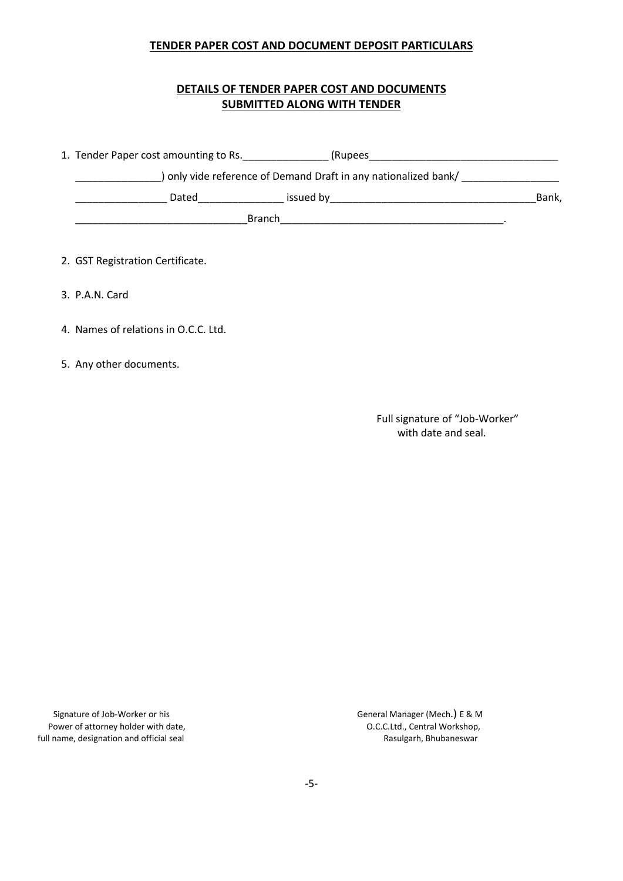**TENDER PAPER COST AND DOCUMENT DEPOSIT PARTICULARS**

**DETAILS OF TENDER PAPER COST AND DOCUMENTS SUBMITTED ALONG WITH TENDER**

1. Tender Paper cost amounting to Rs.______________ (Rupees________________________________ ______________) only vide reference of Demand Draft in any nationalized bank/ ________________ _______________ Dated______________ issued by__________________________________Bank, _____________________________Branch______________________________________.

2. GST Registration Certificate.

3. P.A.N. Card

4. Names of relations in O.C.C. Ltd.

5. Any other documents.

Full signature of "Job-Worker" with date and seal.

Signature of Job-Worker or his Power of attorney holder with date, full name, designation and official seal

General Manager (Mech.) E & M
O.C.C.Ltd., Central Workshop,
Rasulgarh, Bhubaneswar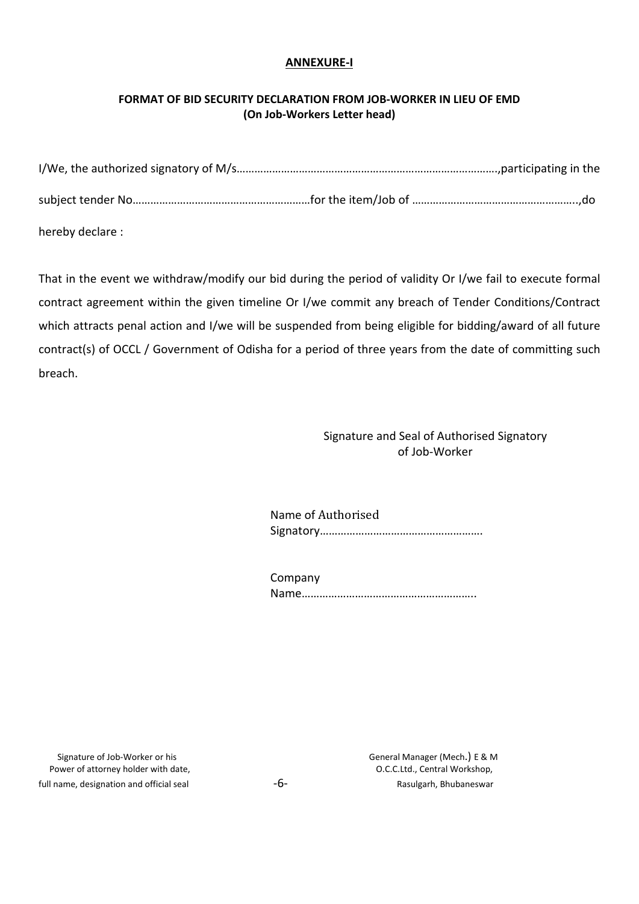## ANNEXURE-I

### FORMAT OF BID SECURITY DECLARATION FROM JOB-WORKER IN LIEU OF EMD
**(On Job-Workers Letter head)**

I/We, the authorized signatory of M/s…………………………………………………………………………….,participating in the subject tender No……………………………………………………for the item/Job of ………………………………………………..,do hereby declare :

That in the event we withdraw/modify our bid during the period of validity Or I/we fail to execute formal contract agreement within the given timeline Or I/we commit any breach of Tender Conditions/Contract which attracts penal action and I/we will be suspended from being eligible for bidding/award of all future contract(s) of OCCL / Government of Odisha for a period of three years from the date of committing such breach.

Signature and Seal of Authorised Signatory of Job-Worker

Name of Authorised Signatory……………………………………………….

Company Name…………………………………………………..

Signature of Job-Worker or his Power of attorney holder with date, full name, designation and official seal

General Manager (Mech.) E & M
O.C.C.Ltd., Central Workshop,
Rasulgarh, Bhubaneswar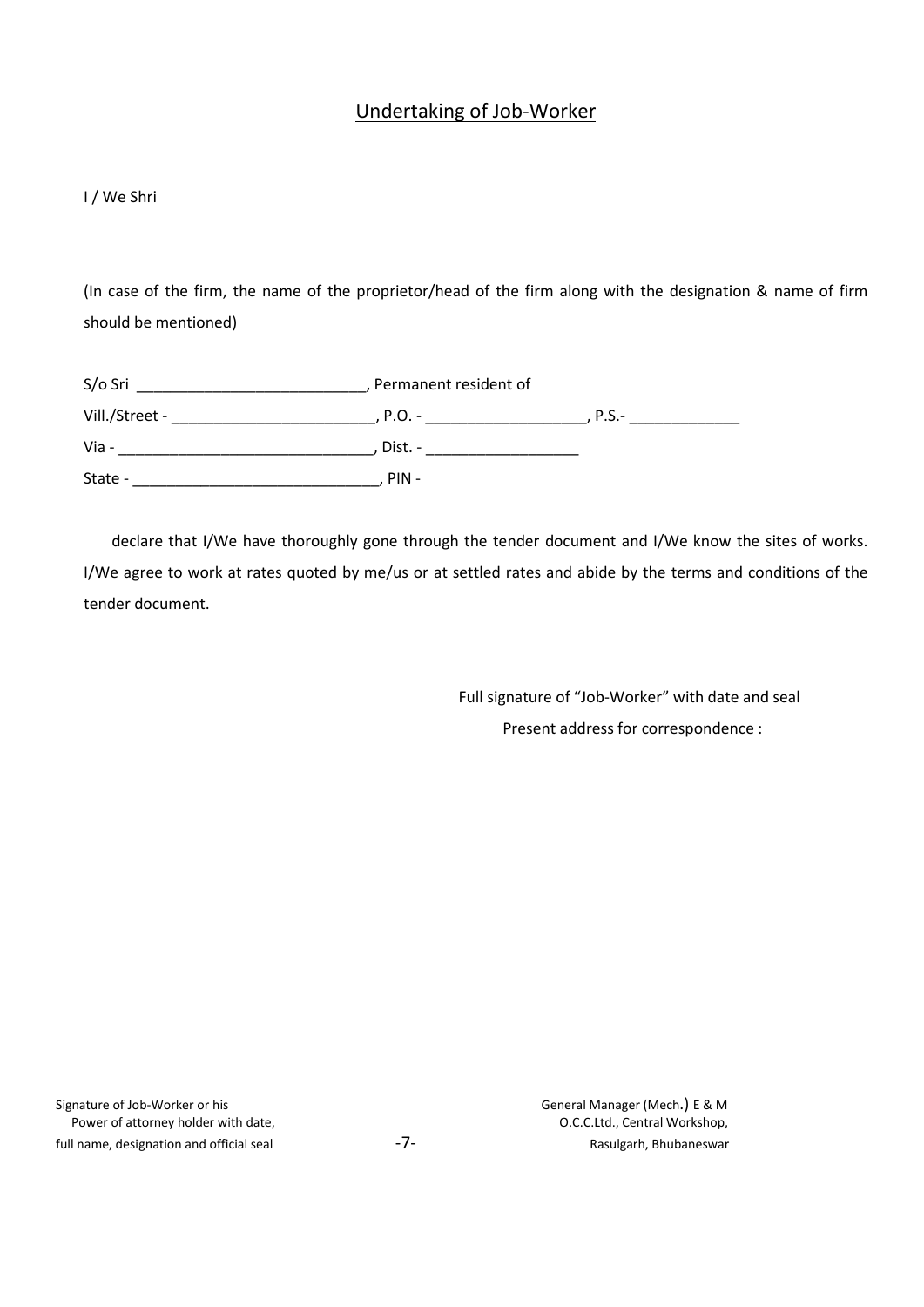## Undertaking of Job-Worker

I / We Shri

(In case of the firm, the name of the proprietor/head of the firm along with the designation & name of firm should be mentioned)

S/o Sri ___________________________, Permanent resident of

Vill./Street - ________________________, P.O. - ___________________, P.S.- _____________

Via - ______________________________, Dist. - __________________

State - _____________________________, PIN -

declare that I/We have thoroughly gone through the tender document and I/We know the sites of works. I/We agree to work at rates quoted by me/us or at settled rates and abide by the terms and conditions of the tender document.

Full signature of "Job-Worker" with date and seal

Present address for correspondence :

Signature of Job-Worker or his
Power of attorney holder with date,
full name, designation and official seal

General Manager (Mech.) E & M
O.C.C.Ltd., Central Workshop,
Rasulgarh, Bhubaneswar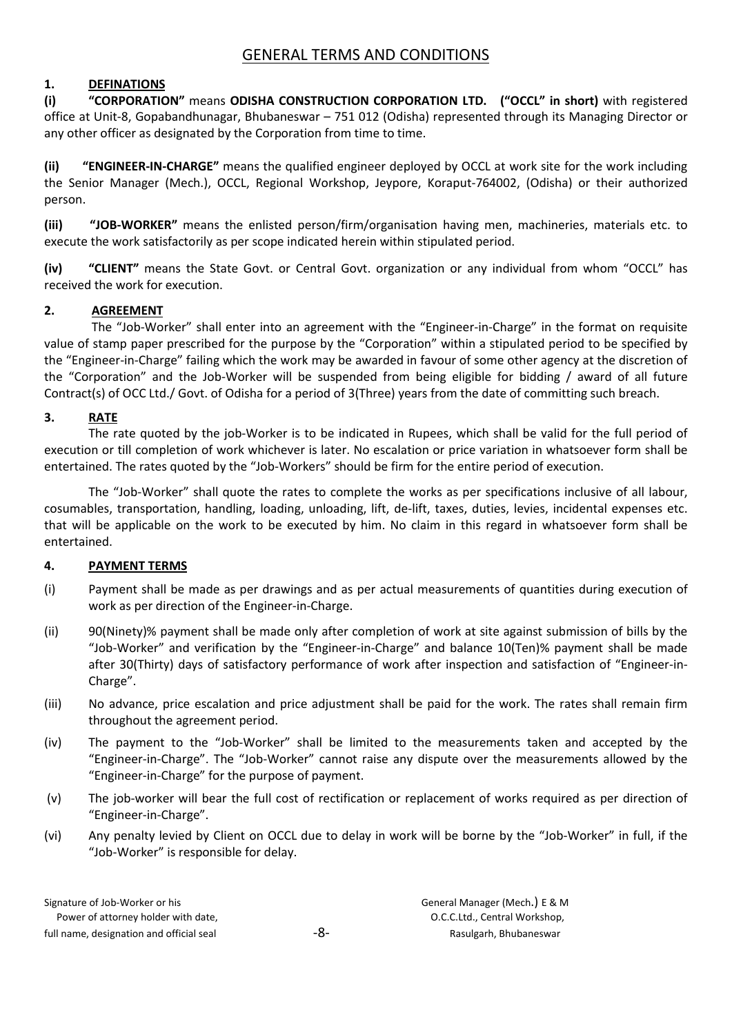# GENERAL TERMS AND CONDITIONS

## 1. DEFINATIONS

**(i) "CORPORATION"** means **ODISHA CONSTRUCTION CORPORATION LTD. ("OCCL" in short)** with registered office at Unit-8, Gopabandhunagar, Bhubaneswar – 751 012 (Odisha) represented through its Managing Director or any other officer as designated by the Corporation from time to time.

**(ii) "ENGINEER-IN-CHARGE"** means the qualified engineer deployed by OCCL at work site for the work including the Senior Manager (Mech.), OCCL, Regional Workshop, Jeypore, Koraput-764002, (Odisha) or their authorized person.

**(iii) "JOB-WORKER"** means the enlisted person/firm/organisation having men, machineries, materials etc. to execute the work satisfactorily as per scope indicated herein within stipulated period.

**(iv) "CLIENT"** means the State Govt. or Central Govt. organization or any individual from whom "OCCL" has received the work for execution.

## 2. AGREEMENT

The "Job-Worker" shall enter into an agreement with the "Engineer-in-Charge" in the format on requisite value of stamp paper prescribed for the purpose by the "Corporation" within a stipulated period to be specified by the "Engineer-in-Charge" failing which the work may be awarded in favour of some other agency at the discretion of the "Corporation" and the Job-Worker will be suspended from being eligible for bidding / award of all future Contract(s) of OCC Ltd./ Govt. of Odisha for a period of 3(Three) years from the date of committing such breach.

## 3. RATE

The rate quoted by the job-Worker is to be indicated in Rupees, which shall be valid for the full period of execution or till completion of work whichever is later. No escalation or price variation in whatsoever form shall be entertained. The rates quoted by the "Job-Workers" should be firm for the entire period of execution.

The "Job-Worker" shall quote the rates to complete the works as per specifications inclusive of all labour, cosumables, transportation, handling, loading, unloading, lift, de-lift, taxes, duties, levies, incidental expenses etc. that will be applicable on the work to be executed by him. No claim in this regard in whatsoever form shall be entertained.

## 4. PAYMENT TERMS

(i) Payment shall be made as per drawings and as per actual measurements of quantities during execution of work as per direction of the Engineer-in-Charge.

(ii) 90(Ninety)% payment shall be made only after completion of work at site against submission of bills by the "Job-Worker" and verification by the "Engineer-in-Charge" and balance 10(Ten)% payment shall be made after 30(Thirty) days of satisfactory performance of work after inspection and satisfaction of "Engineer-in-Charge".

(iii) No advance, price escalation and price adjustment shall be paid for the work. The rates shall remain firm throughout the agreement period.

(iv) The payment to the "Job-Worker" shall be limited to the measurements taken and accepted by the "Engineer-in-Charge". The "Job-Worker" cannot raise any dispute over the measurements allowed by the "Engineer-in-Charge" for the purpose of payment.

(v) The job-worker will bear the full cost of rectification or replacement of works required as per direction of "Engineer-in-Charge".

(vi) Any penalty levied by Client on OCCL due to delay in work will be borne by the "Job-Worker" in full, if the "Job-Worker" is responsible for delay.

Signature of Job-Worker or his Power of attorney holder with date, full name, designation and official seal

General Manager (Mech.) E & M
O.C.C.Ltd., Central Workshop,
Rasulgarh, Bhubaneswar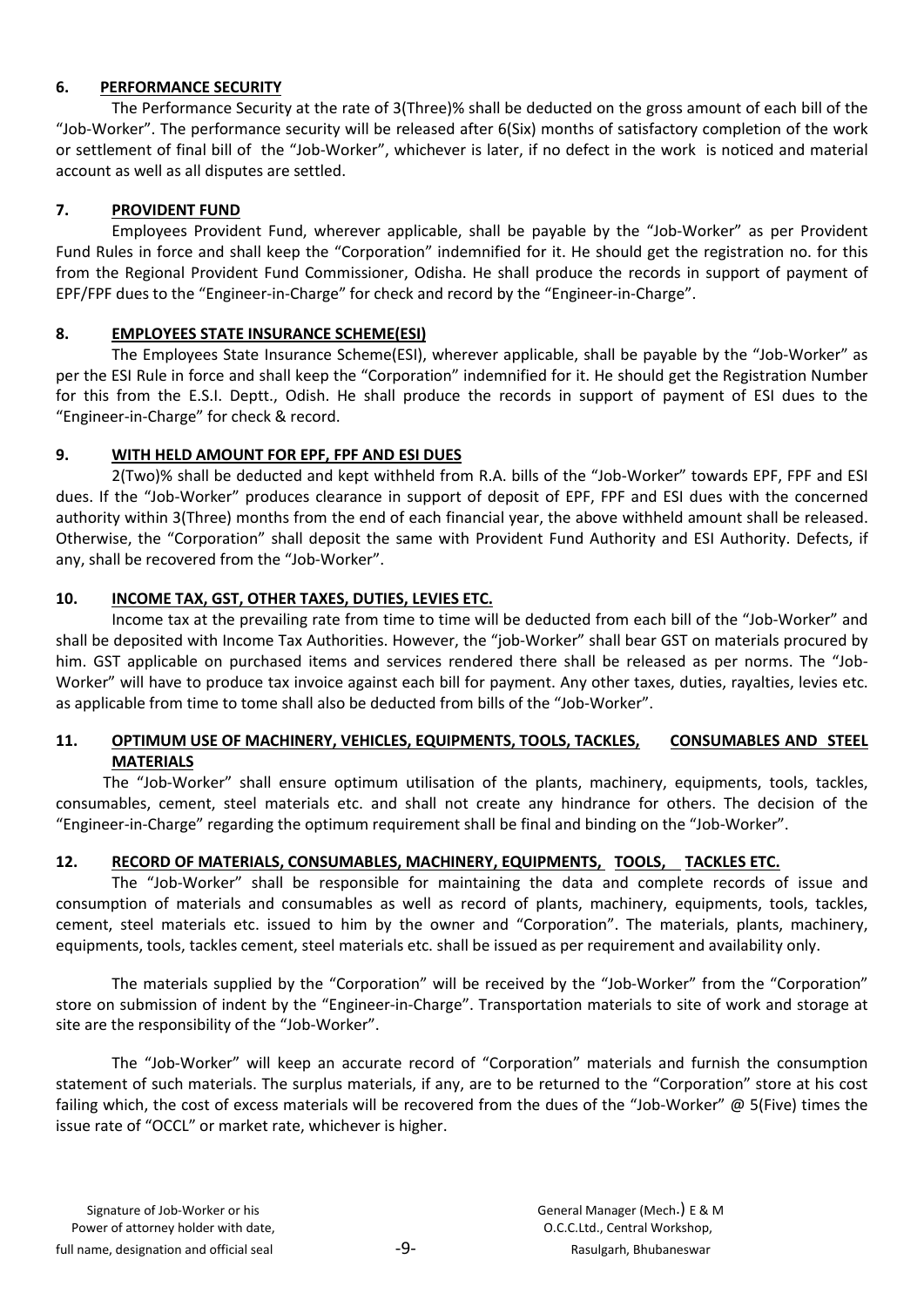**6. PERFORMANCE SECURITY**

The Performance Security at the rate of 3(Three)% shall be deducted on the gross amount of each bill of the "Job-Worker". The performance security will be released after 6(Six) months of satisfactory completion of the work or settlement of final bill of the "Job-Worker", whichever is later, if no defect in the work is noticed and material account as well as all disputes are settled.

**7. PROVIDENT FUND**

Employees Provident Fund, wherever applicable, shall be payable by the "Job-Worker" as per Provident Fund Rules in force and shall keep the "Corporation" indemnified for it. He should get the registration no. for this from the Regional Provident Fund Commissioner, Odisha. He shall produce the records in support of payment of EPF/FPF dues to the "Engineer-in-Charge" for check and record by the "Engineer-in-Charge".

**8. EMPLOYEES STATE INSURANCE SCHEME(ESI)**

The Employees State Insurance Scheme(ESI), wherever applicable, shall be payable by the "Job-Worker" as per the ESI Rule in force and shall keep the "Corporation" indemnified for it. He should get the Registration Number for this from the E.S.I. Deptt., Odish. He shall produce the records in support of payment of ESI dues to the "Engineer-in-Charge" for check & record.

**9. WITH HELD AMOUNT FOR EPF, FPF AND ESI DUES**

2(Two)% shall be deducted and kept withheld from R.A. bills of the "Job-Worker" towards EPF, FPF and ESI dues. If the "Job-Worker" produces clearance in support of deposit of EPF, FPF and ESI dues with the concerned authority within 3(Three) months from the end of each financial year, the above withheld amount shall be released. Otherwise, the "Corporation" shall deposit the same with Provident Fund Authority and ESI Authority. Defects, if any, shall be recovered from the "Job-Worker".

**10. INCOME TAX, GST, OTHER TAXES, DUTIES, LEVIES ETC.**

Income tax at the prevailing rate from time to time will be deducted from each bill of the "Job-Worker" and shall be deposited with Income Tax Authorities. However, the "job-Worker" shall bear GST on materials procured by him. GST applicable on purchased items and services rendered there shall be released as per norms. The "Job-Worker" will have to produce tax invoice against each bill for payment. Any other taxes, duties, rayalties, levies etc. as applicable from time to tome shall also be deducted from bills of the "Job-Worker".

**11. OPTIMUM USE OF MACHINERY, VEHICLES, EQUIPMENTS, TOOLS, TACKLES, CONSUMABLES AND STEEL MATERIALS**

The "Job-Worker" shall ensure optimum utilisation of the plants, machinery, equipments, tools, tackles, consumables, cement, steel materials etc. and shall not create any hindrance for others. The decision of the "Engineer-in-Charge" regarding the optimum requirement shall be final and binding on the "Job-Worker".

**12. RECORD OF MATERIALS, CONSUMABLES, MACHINERY, EQUIPMENTS, TOOLS, TACKLES ETC.**

The "Job-Worker" shall be responsible for maintaining the data and complete records of issue and consumption of materials and consumables as well as record of plants, machinery, equipments, tools, tackles, cement, steel materials etc. issued to him by the owner and "Corporation". The materials, plants, machinery, equipments, tools, tackles cement, steel materials etc. shall be issued as per requirement and availability only.

The materials supplied by the "Corporation" will be received by the "Job-Worker" from the "Corporation" store on submission of indent by the "Engineer-in-Charge". Transportation materials to site of work and storage at site are the responsibility of the "Job-Worker".

The "Job-Worker" will keep an accurate record of "Corporation" materials and furnish the consumption statement of such materials. The surplus materials, if any, are to be returned to the "Corporation" store at his cost failing which, the cost of excess materials will be recovered from the dues of the "Job-Worker" @ 5(Five) times the issue rate of "OCCL" or market rate, whichever is higher.

Signature of Job-Worker or his Power of attorney holder with date, full name, designation and official seal

General Manager (Mech.) E & M O.C.C.Ltd., Central Workshop, Rasulgarh, Bhubaneswar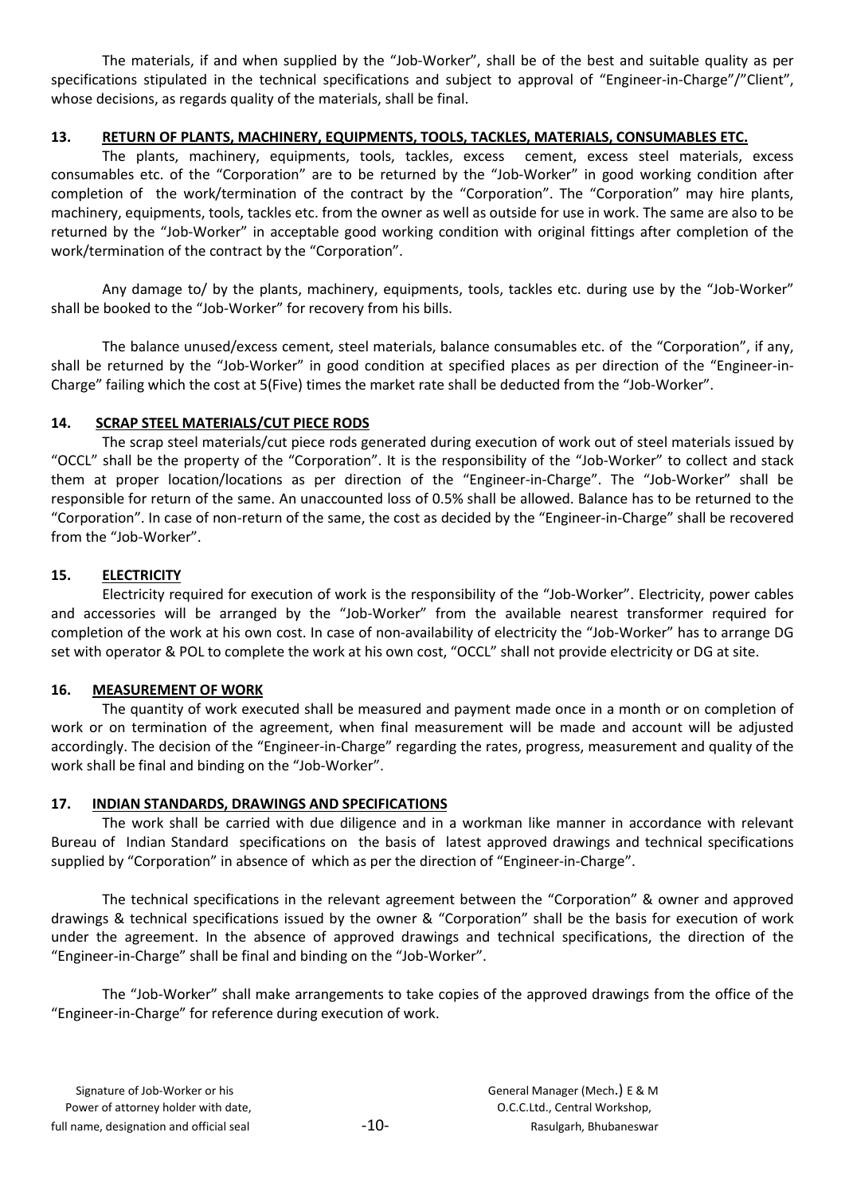The materials, if and when supplied by the "Job-Worker", shall be of the best and suitable quality as per specifications stipulated in the technical specifications and subject to approval of "Engineer-in-Charge"/"Client", whose decisions, as regards quality of the materials, shall be final.

## 13. RETURN OF PLANTS, MACHINERY, EQUIPMENTS, TOOLS, TACKLES, MATERIALS, CONSUMABLES ETC.

The plants, machinery, equipments, tools, tackles, excess cement, excess steel materials, excess consumables etc. of the "Corporation" are to be returned by the "Job-Worker" in good working condition after completion of the work/termination of the contract by the "Corporation". The "Corporation" may hire plants, machinery, equipments, tools, tackles etc. from the owner as well as outside for use in work. The same are also to be returned by the "Job-Worker" in acceptable good working condition with original fittings after completion of the work/termination of the contract by the "Corporation".

Any damage to/ by the plants, machinery, equipments, tools, tackles etc. during use by the "Job-Worker" shall be booked to the "Job-Worker" for recovery from his bills.

The balance unused/excess cement, steel materials, balance consumables etc. of the "Corporation", if any, shall be returned by the "Job-Worker" in good condition at specified places as per direction of the "Engineer-in-Charge" failing which the cost at 5(Five) times the market rate shall be deducted from the "Job-Worker".

## 14. SCRAP STEEL MATERIALS/CUT PIECE RODS

The scrap steel materials/cut piece rods generated during execution of work out of steel materials issued by "OCCL" shall be the property of the "Corporation". It is the responsibility of the "Job-Worker" to collect and stack them at proper location/locations as per direction of the "Engineer-in-Charge". The "Job-Worker" shall be responsible for return of the same. An unaccounted loss of 0.5% shall be allowed. Balance has to be returned to the "Corporation". In case of non-return of the same, the cost as decided by the "Engineer-in-Charge" shall be recovered from the "Job-Worker".

## 15. ELECTRICITY

Electricity required for execution of work is the responsibility of the "Job-Worker". Electricity, power cables and accessories will be arranged by the "Job-Worker" from the available nearest transformer required for completion of the work at his own cost. In case of non-availability of electricity the "Job-Worker" has to arrange DG set with operator & POL to complete the work at his own cost, "OCCL" shall not provide electricity or DG at site.

## 16. MEASUREMENT OF WORK

The quantity of work executed shall be measured and payment made once in a month or on completion of work or on termination of the agreement, when final measurement will be made and account will be adjusted accordingly. The decision of the "Engineer-in-Charge" regarding the rates, progress, measurement and quality of the work shall be final and binding on the "Job-Worker".

## 17. INDIAN STANDARDS, DRAWINGS AND SPECIFICATIONS

The work shall be carried with due diligence and in a workman like manner in accordance with relevant Bureau of Indian Standard specifications on the basis of latest approved drawings and technical specifications supplied by "Corporation" in absence of which as per the direction of "Engineer-in-Charge".

The technical specifications in the relevant agreement between the "Corporation" & owner and approved drawings & technical specifications issued by the owner & "Corporation" shall be the basis for execution of work under the agreement. In the absence of approved drawings and technical specifications, the direction of the "Engineer-in-Charge" shall be final and binding on the "Job-Worker".

The "Job-Worker" shall make arrangements to take copies of the approved drawings from the office of the "Engineer-in-Charge" for reference during execution of work.

Signature of Job-Worker or his
Power of attorney holder with date,
full name, designation and official seal

General Manager (Mech.) E & M
O.C.C.Ltd., Central Workshop,
Rasulgarh, Bhubaneswar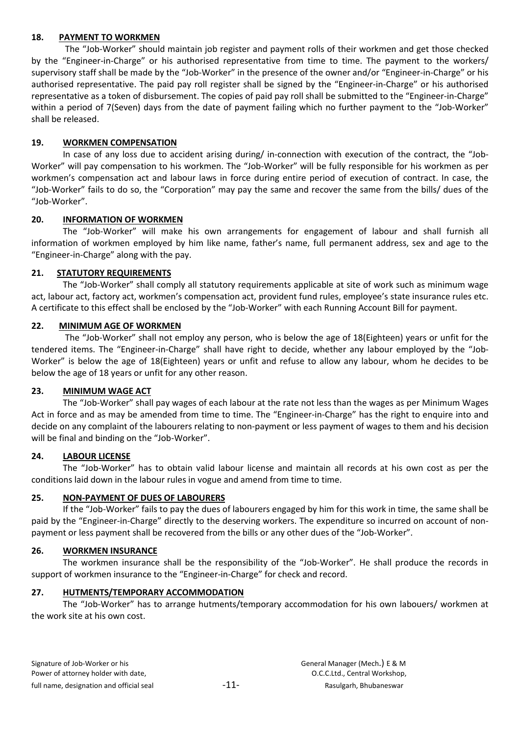### 18. PAYMENT TO WORKMEN

The "Job-Worker" should maintain job register and payment rolls of their workmen and get those checked by the "Engineer-in-Charge" or his authorised representative from time to time. The payment to the workers/ supervisory staff shall be made by the "Job-Worker" in the presence of the owner and/or "Engineer-in-Charge" or his authorised representative. The paid pay roll register shall be signed by the "Engineer-in-Charge" or his authorised representative as a token of disbursement. The copies of paid pay roll shall be submitted to the "Engineer-in-Charge" within a period of 7(Seven) days from the date of payment failing which no further payment to the "Job-Worker" shall be released.

### 19. WORKMEN COMPENSATION

In case of any loss due to accident arising during/ in-connection with execution of the contract, the "Job-Worker" will pay compensation to his workmen. The "Job-Worker" will be fully responsible for his workmen as per workmen's compensation act and labour laws in force during entire period of execution of contract. In case, the "Job-Worker" fails to do so, the "Corporation" may pay the same and recover the same from the bills/ dues of the "Job-Worker".

### 20. INFORMATION OF WORKMEN

The "Job-Worker" will make his own arrangements for engagement of labour and shall furnish all information of workmen employed by him like name, father's name, full permanent address, sex and age to the "Engineer-in-Charge" along with the pay.

### 21. STATUTORY REQUIREMENTS

The "Job-Worker" shall comply all statutory requirements applicable at site of work such as minimum wage act, labour act, factory act, workmen's compensation act, provident fund rules, employee's state insurance rules etc. A certificate to this effect shall be enclosed by the "Job-Worker" with each Running Account Bill for payment.

### 22. MINIMUM AGE OF WORKMEN

The "Job-Worker" shall not employ any person, who is below the age of 18(Eighteen) years or unfit for the tendered items. The "Engineer-in-Charge" shall have right to decide, whether any labour employed by the "Job-Worker" is below the age of 18(Eighteen) years or unfit and refuse to allow any labour, whom he decides to be below the age of 18 years or unfit for any other reason.

### 23. MINIMUM WAGE ACT

The "Job-Worker" shall pay wages of each labour at the rate not less than the wages as per Minimum Wages Act in force and as may be amended from time to time. The "Engineer-in-Charge" has the right to enquire into and decide on any complaint of the labourers relating to non-payment or less payment of wages to them and his decision will be final and binding on the "Job-Worker".

### 24. LABOUR LICENSE

The "Job-Worker" has to obtain valid labour license and maintain all records at his own cost as per the conditions laid down in the labour rules in vogue and amend from time to time.

### 25. NON-PAYMENT OF DUES OF LABOURERS

If the "Job-Worker" fails to pay the dues of labourers engaged by him for this work in time, the same shall be paid by the "Engineer-in-Charge" directly to the deserving workers. The expenditure so incurred on account of non-payment or less payment shall be recovered from the bills or any other dues of the "Job-Worker".

### 26. WORKMEN INSURANCE

The workmen insurance shall be the responsibility of the "Job-Worker". He shall produce the records in support of workmen insurance to the "Engineer-in-Charge" for check and record.

### 27. HUTMENTS/TEMPORARY ACCOMMODATION

The "Job-Worker" has to arrange hutments/temporary accommodation for his own labouers/ workmen at the work site at his own cost.

Signature of Job-Worker or his
Power of attorney holder with date,
full name, designation and official seal

General Manager (Mech.) E & M
O.C.C.Ltd., Central Workshop,
Rasulgarh, Bhubaneswar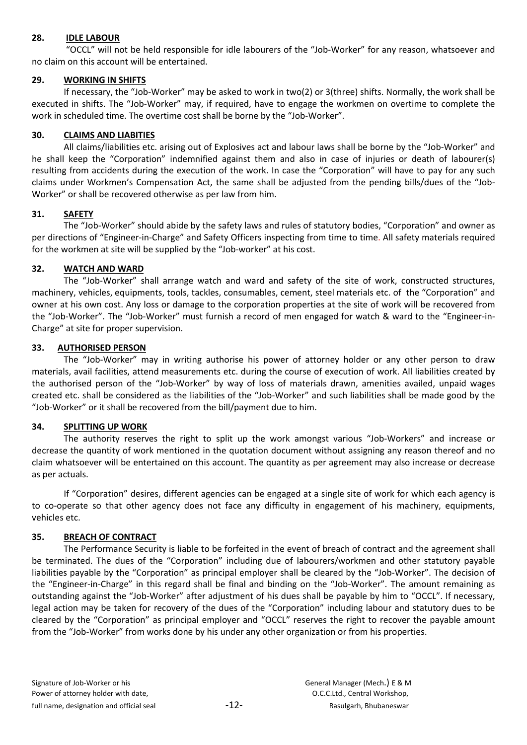**28. IDLE LABOUR**

"OCCL" will not be held responsible for idle labourers of the "Job-Worker" for any reason, whatsoever and no claim on this account will be entertained.

**29. WORKING IN SHIFTS**

If necessary, the "Job-Worker" may be asked to work in two(2) or 3(three) shifts. Normally, the work shall be executed in shifts. The "Job-Worker" may, if required, have to engage the workmen on overtime to complete the work in scheduled time. The overtime cost shall be borne by the "Job-Worker".

**30. CLAIMS AND LIABITIES**

All claims/liabilities etc. arising out of Explosives act and labour laws shall be borne by the "Job-Worker" and he shall keep the "Corporation" indemnified against them and also in case of injuries or death of labourer(s) resulting from accidents during the execution of the work. In case the "Corporation" will have to pay for any such claims under Workmen's Compensation Act, the same shall be adjusted from the pending bills/dues of the "Job-Worker" or shall be recovered otherwise as per law from him.

**31. SAFETY**

The "Job-Worker" should abide by the safety laws and rules of statutory bodies, "Corporation" and owner as per directions of "Engineer-in-Charge" and Safety Officers inspecting from time to time. All safety materials required for the workmen at site will be supplied by the "Job-worker" at his cost.

**32. WATCH AND WARD**

The "Job-Worker" shall arrange watch and ward and safety of the site of work, constructed structures, machinery, vehicles, equipments, tools, tackles, consumables, cement, steel materials etc. of the "Corporation" and owner at his own cost. Any loss or damage to the corporation properties at the site of work will be recovered from the "Job-Worker". The "Job-Worker" must furnish a record of men engaged for watch & ward to the "Engineer-in-Charge" at site for proper supervision.

**33. AUTHORISED PERSON**

The "Job-Worker" may in writing authorise his power of attorney holder or any other person to draw materials, avail facilities, attend measurements etc. during the course of execution of work. All liabilities created by the authorised person of the "Job-Worker" by way of loss of materials drawn, amenities availed, unpaid wages created etc. shall be considered as the liabilities of the "Job-Worker" and such liabilities shall be made good by the "Job-Worker" or it shall be recovered from the bill/payment due to him.

**34. SPLITTING UP WORK**

The authority reserves the right to split up the work amongst various "Job-Workers" and increase or decrease the quantity of work mentioned in the quotation document without assigning any reason thereof and no claim whatsoever will be entertained on this account. The quantity as per agreement may also increase or decrease as per actuals.

If "Corporation" desires, different agencies can be engaged at a single site of work for which each agency is to co-operate so that other agency does not face any difficulty in engagement of his machinery, equipments, vehicles etc.

**35. BREACH OF CONTRACT**

The Performance Security is liable to be forfeited in the event of breach of contract and the agreement shall be terminated. The dues of the "Corporation" including due of labourers/workmen and other statutory payable liabilities payable by the "Corporation" as principal employer shall be cleared by the "Job-Worker". The decision of the "Engineer-in-Charge" in this regard shall be final and binding on the "Job-Worker". The amount remaining as outstanding against the "Job-Worker" after adjustment of his dues shall be payable by him to "OCCL". If necessary, legal action may be taken for recovery of the dues of the "Corporation" including labour and statutory dues to be cleared by the "Corporation" as principal employer and "OCCL" reserves the right to recover the payable amount from the "Job-Worker" from works done by his under any other organization or from his properties.

Signature of Job-Worker or his
Power of attorney holder with date,
full name, designation and official seal

General Manager (Mech.) E & M
O.C.C.Ltd., Central Workshop,
Rasulgarh, Bhubaneswar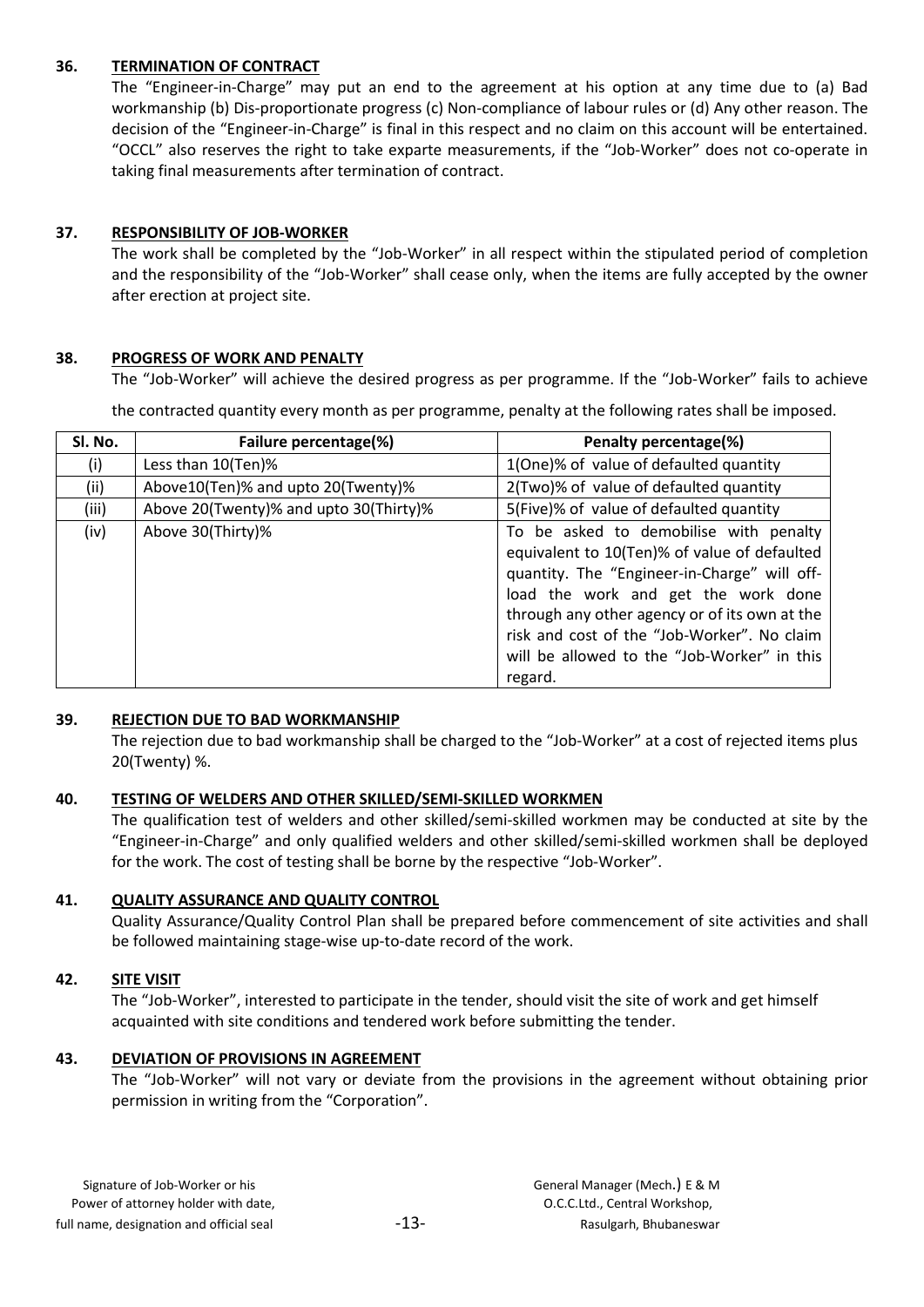**36. TERMINATION OF CONTRACT**

The "Engineer-in-Charge" may put an end to the agreement at his option at any time due to (a) Bad workmanship (b) Dis-proportionate progress (c) Non-compliance of labour rules or (d) Any other reason. The decision of the "Engineer-in-Charge" is final in this respect and no claim on this account will be entertained. "OCCL" also reserves the right to take exparte measurements, if the "Job-Worker" does not co-operate in taking final measurements after termination of contract.

**37. RESPONSIBILITY OF JOB-WORKER**

The work shall be completed by the "Job-Worker" in all respect within the stipulated period of completion and the responsibility of the "Job-Worker" shall cease only, when the items are fully accepted by the owner after erection at project site.

**38. PROGRESS OF WORK AND PENALTY**

The "Job-Worker" will achieve the desired progress as per programme. If the "Job-Worker" fails to achieve the contracted quantity every month as per programme, penalty at the following rates shall be imposed.

| Sl. No. | Failure percentage(%) | Penalty percentage(%) |
|---|---|---|
| (i) | Less than 10(Ten)% | 1(One)% of value of defaulted quantity |
| (ii) | Above10(Ten)% and upto 20(Twenty)% | 2(Two)% of value of defaulted quantity |
| (iii) | Above 20(Twenty)% and upto 30(Thirty)% | 5(Five)% of value of defaulted quantity |
| (iv) | Above 30(Thirty)% | To be asked to demobilise with penalty equivalent to 10(Ten)% of value of defaulted quantity. The "Engineer-in-Charge" will off-load the work and get the work done through any other agency or of its own at the risk and cost of the "Job-Worker". No claim will be allowed to the "Job-Worker" in this regard. |

**39. REJECTION DUE TO BAD WORKMANSHIP**

The rejection due to bad workmanship shall be charged to the "Job-Worker" at a cost of rejected items plus 20(Twenty) %.

**40. TESTING OF WELDERS AND OTHER SKILLED/SEMI-SKILLED WORKMEN**

The qualification test of welders and other skilled/semi-skilled workmen may be conducted at site by the "Engineer-in-Charge" and only qualified welders and other skilled/semi-skilled workmen shall be deployed for the work. The cost of testing shall be borne by the respective "Job-Worker".

**41. QUALITY ASSURANCE AND QUALITY CONTROL**

Quality Assurance/Quality Control Plan shall be prepared before commencement of site activities and shall be followed maintaining stage-wise up-to-date record of the work.

**42. SITE VISIT**

The "Job-Worker", interested to participate in the tender, should visit the site of work and get himself acquainted with site conditions and tendered work before submitting the tender.

**43. DEVIATION OF PROVISIONS IN AGREEMENT**

The "Job-Worker" will not vary or deviate from the provisions in the agreement without obtaining prior permission in writing from the "Corporation".

Signature of Job-Worker or his Power of attorney holder with date, full name, designation and official seal

General Manager (Mech.) E & M
O.C.C.Ltd., Central Workshop,
Rasulgarh, Bhubaneswar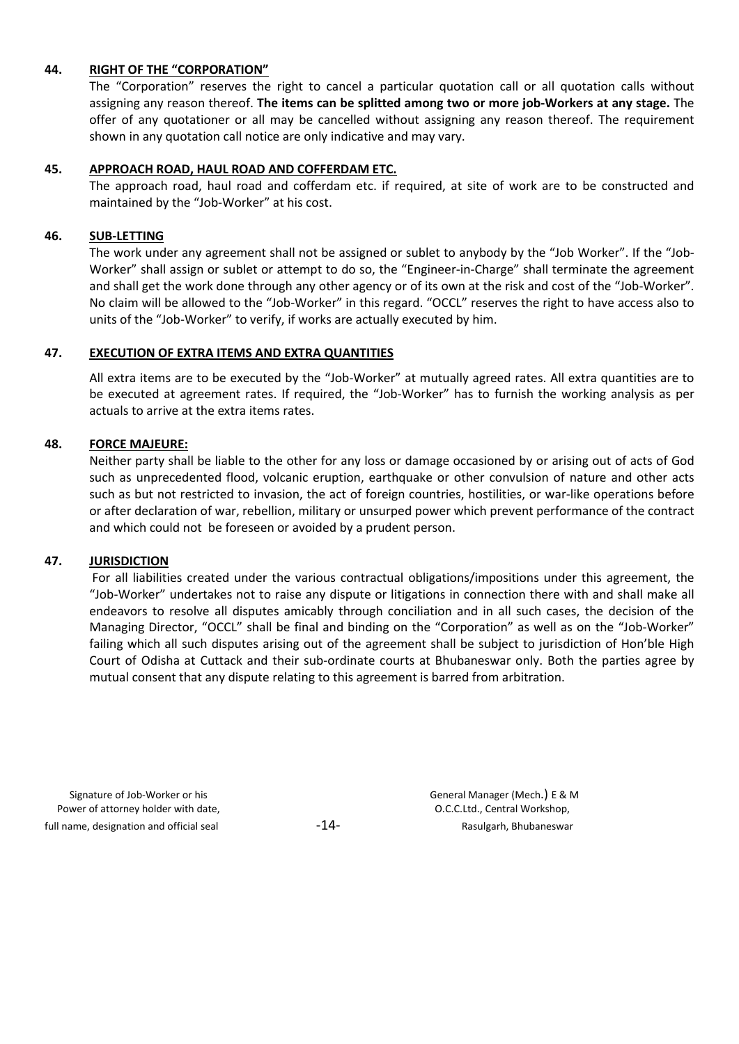**44. RIGHT OF THE "CORPORATION"**

The "Corporation" reserves the right to cancel a particular quotation call or all quotation calls without assigning any reason thereof. **The items can be splitted among two or more job-Workers at any stage.** The offer of any quotationer or all may be cancelled without assigning any reason thereof. The requirement shown in any quotation call notice are only indicative and may vary.

**45. APPROACH ROAD, HAUL ROAD AND COFFERDAM ETC.**

The approach road, haul road and cofferdam etc. if required, at site of work are to be constructed and maintained by the "Job-Worker" at his cost.

**46. SUB-LETTING**

The work under any agreement shall not be assigned or sublet to anybody by the "Job Worker". If the "Job-Worker" shall assign or sublet or attempt to do so, the "Engineer-in-Charge" shall terminate the agreement and shall get the work done through any other agency or of its own at the risk and cost of the "Job-Worker". No claim will be allowed to the "Job-Worker" in this regard. "OCCL" reserves the right to have access also to units of the "Job-Worker" to verify, if works are actually executed by him.

**47. EXECUTION OF EXTRA ITEMS AND EXTRA QUANTITIES**

All extra items are to be executed by the "Job-Worker" at mutually agreed rates. All extra quantities are to be executed at agreement rates. If required, the "Job-Worker" has to furnish the working analysis as per actuals to arrive at the extra items rates.

**48. FORCE MAJEURE:**

Neither party shall be liable to the other for any loss or damage occasioned by or arising out of acts of God such as unprecedented flood, volcanic eruption, earthquake or other convulsion of nature and other acts such as but not restricted to invasion, the act of foreign countries, hostilities, or war-like operations before or after declaration of war, rebellion, military or unsurped power which prevent performance of the contract and which could not be foreseen or avoided by a prudent person.

**47. JURISDICTION**

For all liabilities created under the various contractual obligations/impositions under this agreement, the "Job-Worker" undertakes not to raise any dispute or litigations in connection there with and shall make all endeavors to resolve all disputes amicably through conciliation and in all such cases, the decision of the Managing Director, "OCCL" shall be final and binding on the "Corporation" as well as on the "Job-Worker" failing which all such disputes arising out of the agreement shall be subject to jurisdiction of Hon'ble High Court of Odisha at Cuttack and their sub-ordinate courts at Bhubaneswar only. Both the parties agree by mutual consent that any dispute relating to this agreement is barred from arbitration.

Signature of Job-Worker or his
Power of attorney holder with date,
full name, designation and official seal

General Manager (Mech.) E & M
O.C.C.Ltd., Central Workshop,
Rasulgarh, Bhubaneswar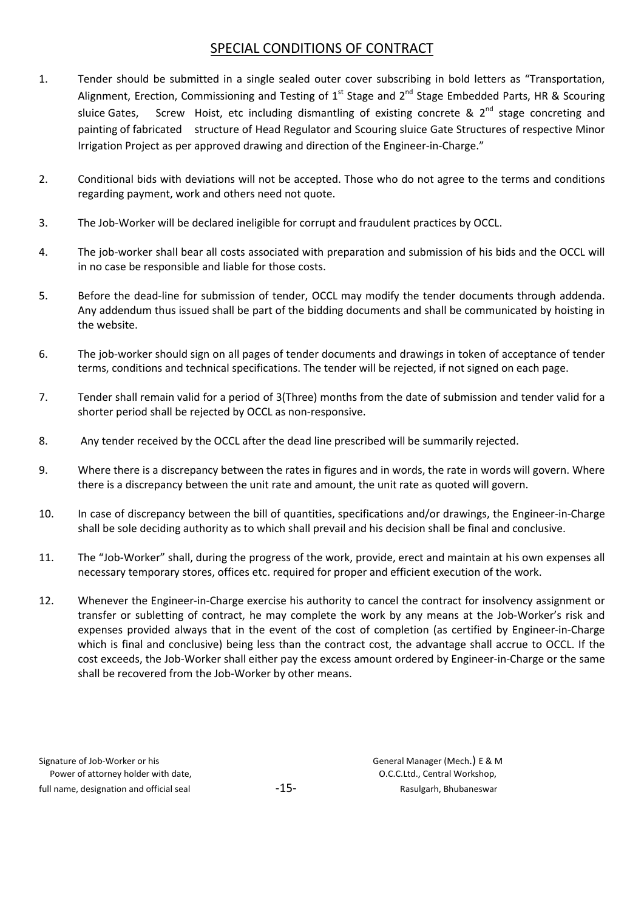# SPECIAL CONDITIONS OF CONTRACT

1. Tender should be submitted in a single sealed outer cover subscribing in bold letters as "Transportation, Alignment, Erection, Commissioning and Testing of 1st Stage and 2nd Stage Embedded Parts, HR & Scouring sluice Gates, Screw Hoist, etc including dismantling of existing concrete & 2nd stage concreting and painting of fabricated structure of Head Regulator and Scouring sluice Gate Structures of respective Minor Irrigation Project as per approved drawing and direction of the Engineer-in-Charge."

2. Conditional bids with deviations will not be accepted. Those who do not agree to the terms and conditions regarding payment, work and others need not quote.

3. The Job-Worker will be declared ineligible for corrupt and fraudulent practices by OCCL.

4. The job-worker shall bear all costs associated with preparation and submission of his bids and the OCCL will in no case be responsible and liable for those costs.

5. Before the dead-line for submission of tender, OCCL may modify the tender documents through addenda. Any addendum thus issued shall be part of the bidding documents and shall be communicated by hoisting in the website.

6. The job-worker should sign on all pages of tender documents and drawings in token of acceptance of tender terms, conditions and technical specifications. The tender will be rejected, if not signed on each page.

7. Tender shall remain valid for a period of 3(Three) months from the date of submission and tender valid for a shorter period shall be rejected by OCCL as non-responsive.

8. Any tender received by the OCCL after the dead line prescribed will be summarily rejected.

9. Where there is a discrepancy between the rates in figures and in words, the rate in words will govern. Where there is a discrepancy between the unit rate and amount, the unit rate as quoted will govern.

10. In case of discrepancy between the bill of quantities, specifications and/or drawings, the Engineer-in-Charge shall be sole deciding authority as to which shall prevail and his decision shall be final and conclusive.

11. The "Job-Worker" shall, during the progress of the work, provide, erect and maintain at his own expenses all necessary temporary stores, offices etc. required for proper and efficient execution of the work.

12. Whenever the Engineer-in-Charge exercise his authority to cancel the contract for insolvency assignment or transfer or subletting of contract, he may complete the work by any means at the Job-Worker's risk and expenses provided always that in the event of the cost of completion (as certified by Engineer-in-Charge which is final and conclusive) being less than the contract cost, the advantage shall accrue to OCCL. If the cost exceeds, the Job-Worker shall either pay the excess amount ordered by Engineer-in-Charge or the same shall be recovered from the Job-Worker by other means.

Signature of Job-Worker or his
Power of attorney holder with date,
full name, designation and official seal

General Manager (Mech.) E & M
O.C.C.Ltd., Central Workshop,
Rasulgarh, Bhubaneswar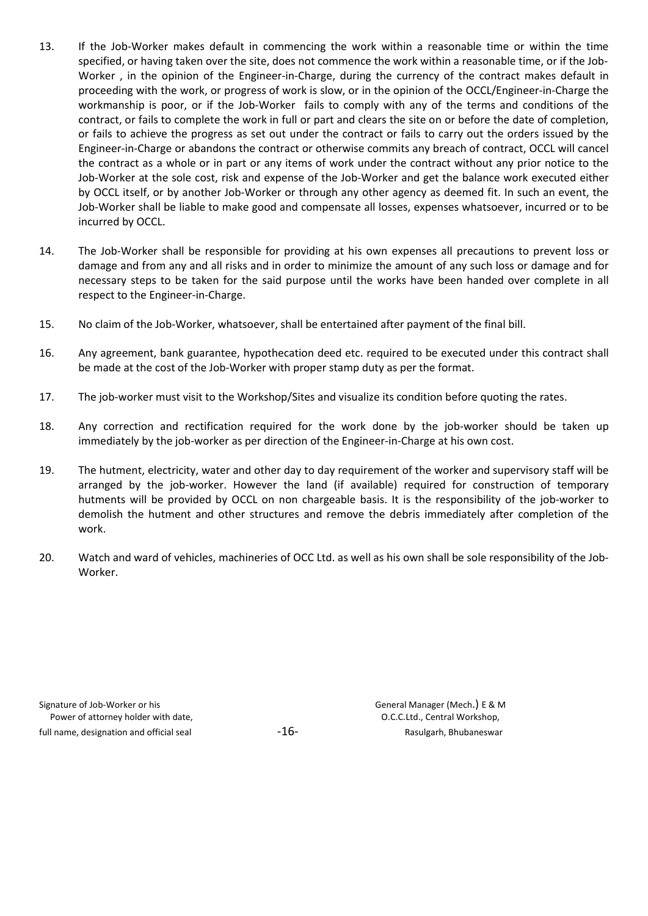13. If the Job-Worker makes default in commencing the work within a reasonable time or within the time specified, or having taken over the site, does not commence the work within a reasonable time, or if the Job-Worker , in the opinion of the Engineer-in-Charge, during the currency of the contract makes default in proceeding with the work, or progress of work is slow, or in the opinion of the OCCL/Engineer-in-Charge the workmanship is poor, or if the Job-Worker fails to comply with any of the terms and conditions of the contract, or fails to complete the work in full or part and clears the site on or before the date of completion, or fails to achieve the progress as set out under the contract or fails to carry out the orders issued by the Engineer-in-Charge or abandons the contract or otherwise commits any breach of contract, OCCL will cancel the contract as a whole or in part or any items of work under the contract without any prior notice to the Job-Worker at the sole cost, risk and expense of the Job-Worker and get the balance work executed either by OCCL itself, or by another Job-Worker or through any other agency as deemed fit. In such an event, the Job-Worker shall be liable to make good and compensate all losses, expenses whatsoever, incurred or to be incurred by OCCL.

14. The Job-Worker shall be responsible for providing at his own expenses all precautions to prevent loss or damage and from any and all risks and in order to minimize the amount of any such loss or damage and for necessary steps to be taken for the said purpose until the works have been handed over complete in all respect to the Engineer-in-Charge.

15. No claim of the Job-Worker, whatsoever, shall be entertained after payment of the final bill.

16. Any agreement, bank guarantee, hypothecation deed etc. required to be executed under this contract shall be made at the cost of the Job-Worker with proper stamp duty as per the format.

17. The job-worker must visit to the Workshop/Sites and visualize its condition before quoting the rates.

18. Any correction and rectification required for the work done by the job-worker should be taken up immediately by the job-worker as per direction of the Engineer-in-Charge at his own cost.

19. The hutment, electricity, water and other day to day requirement of the worker and supervisory staff will be arranged by the job-worker. However the land (if available) required for construction of temporary hutments will be provided by OCCL on non chargeable basis. It is the responsibility of the job-worker to demolish the hutment and other structures and remove the debris immediately after completion of the work.

20. Watch and ward of vehicles, machineries of OCC Ltd. as well as his own shall be sole responsibility of the Job-Worker.

Signature of Job-Worker or his
Power of attorney holder with date,
full name, designation and official seal

General Manager (Mech.) E & M
O.C.C.Ltd., Central Workshop,
Rasulgarh, Bhubaneswar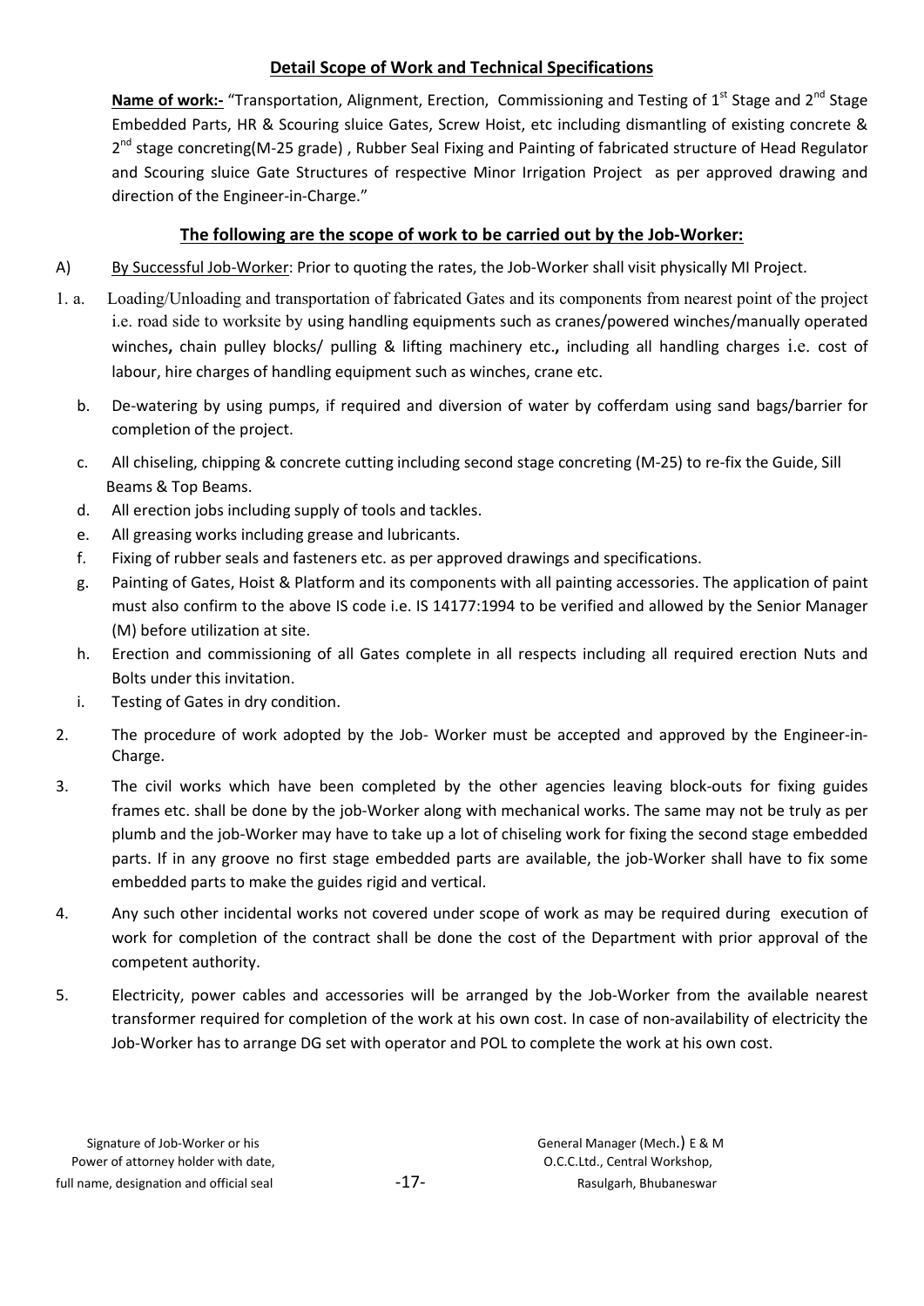## Detail Scope of Work and Technical Specifications

**Name of work:-** "Transportation, Alignment, Erection, Commissioning and Testing of 1st Stage and 2nd Stage Embedded Parts, HR & Scouring sluice Gates, Screw Hoist, etc including dismantling of existing concrete & 2nd stage concreting(M-25 grade) , Rubber Seal Fixing and Painting of fabricated structure of Head Regulator and Scouring sluice Gate Structures of respective Minor Irrigation Project as per approved drawing and direction of the Engineer-in-Charge."

### The following are the scope of work to be carried out by the Job-Worker:

A) By Successful Job-Worker: Prior to quoting the rates, the Job-Worker shall visit physically MI Project.

1. a. Loading/Unloading and transportation of fabricated Gates and its components from nearest point of the project i.e. road side to worksite by using handling equipments such as cranes/powered winches/manually operated winches**,** chain pulley blocks/ pulling & lifting machinery etc**.,** including all handling charges i.e. cost of labour, hire charges of handling equipment such as winches, crane etc.

   b. De-watering by using pumps, if required and diversion of water by cofferdam using sand bags/barrier for completion of the project.

   c. All chiseling, chipping & concrete cutting including second stage concreting (M-25) to re-fix the Guide, Sill Beams & Top Beams.

   d. All erection jobs including supply of tools and tackles.

   e. All greasing works including grease and lubricants.

   f. Fixing of rubber seals and fasteners etc. as per approved drawings and specifications.

   g. Painting of Gates, Hoist & Platform and its components with all painting accessories. The application of paint must also confirm to the above IS code i.e. IS 14177:1994 to be verified and allowed by the Senior Manager (M) before utilization at site.

   h. Erection and commissioning of all Gates complete in all respects including all required erection Nuts and Bolts under this invitation.

   i. Testing of Gates in dry condition.

2. The procedure of work adopted by the Job- Worker must be accepted and approved by the Engineer-in-Charge.

3. The civil works which have been completed by the other agencies leaving block-outs for fixing guides frames etc. shall be done by the job-Worker along with mechanical works. The same may not be truly as per plumb and the job-Worker may have to take up a lot of chiseling work for fixing the second stage embedded parts. If in any groove no first stage embedded parts are available, the job-Worker shall have to fix some embedded parts to make the guides rigid and vertical.

4. Any such other incidental works not covered under scope of work as may be required during execution of work for completion of the contract shall be done the cost of the Department with prior approval of the competent authority.

5. Electricity, power cables and accessories will be arranged by the Job-Worker from the available nearest transformer required for completion of the work at his own cost. In case of non-availability of electricity the Job-Worker has to arrange DG set with operator and POL to complete the work at his own cost.

Signature of Job-Worker or his
Power of attorney holder with date,
full name, designation and official seal

General Manager (Mech.) E & M
O.C.C.Ltd., Central Workshop,
Rasulgarh, Bhubaneswar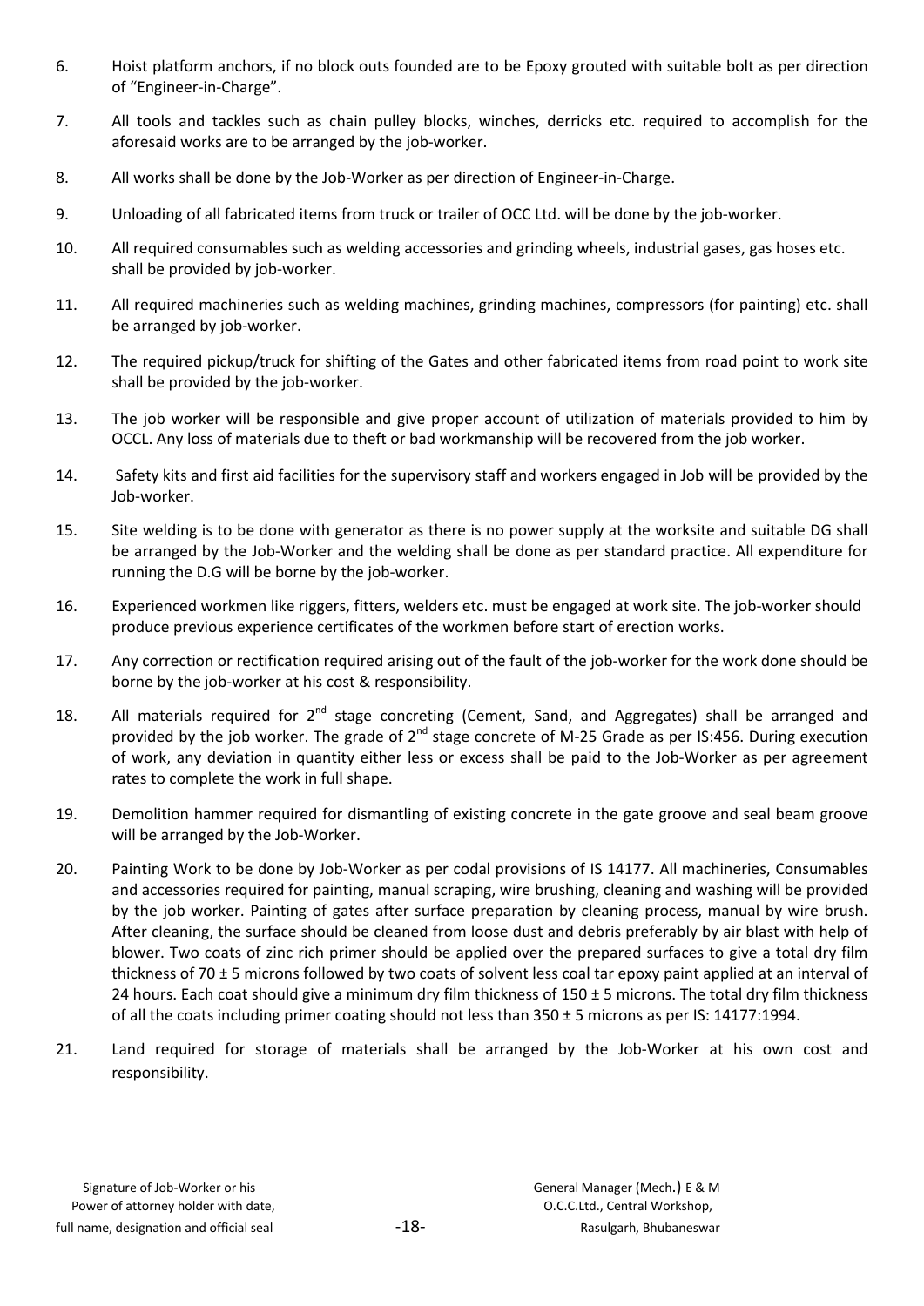6. Hoist platform anchors, if no block outs founded are to be Epoxy grouted with suitable bolt as per direction of "Engineer-in-Charge".

7. All tools and tackles such as chain pulley blocks, winches, derricks etc. required to accomplish for the aforesaid works are to be arranged by the job-worker.

8. All works shall be done by the Job-Worker as per direction of Engineer-in-Charge.

9. Unloading of all fabricated items from truck or trailer of OCC Ltd. will be done by the job-worker.

10. All required consumables such as welding accessories and grinding wheels, industrial gases, gas hoses etc. shall be provided by job-worker.

11. All required machineries such as welding machines, grinding machines, compressors (for painting) etc. shall be arranged by job-worker.

12. The required pickup/truck for shifting of the Gates and other fabricated items from road point to work site shall be provided by the job-worker.

13. The job worker will be responsible and give proper account of utilization of materials provided to him by OCCL. Any loss of materials due to theft or bad workmanship will be recovered from the job worker.

14. Safety kits and first aid facilities for the supervisory staff and workers engaged in Job will be provided by the Job-worker.

15. Site welding is to be done with generator as there is no power supply at the worksite and suitable DG shall be arranged by the Job-Worker and the welding shall be done as per standard practice. All expenditure for running the D.G will be borne by the job-worker.

16. Experienced workmen like riggers, fitters, welders etc. must be engaged at work site. The job-worker should produce previous experience certificates of the workmen before start of erection works.

17. Any correction or rectification required arising out of the fault of the job-worker for the work done should be borne by the job-worker at his cost & responsibility.

18. All materials required for 2nd stage concreting (Cement, Sand, and Aggregates) shall be arranged and provided by the job worker. The grade of 2nd stage concrete of M-25 Grade as per IS:456. During execution of work, any deviation in quantity either less or excess shall be paid to the Job-Worker as per agreement rates to complete the work in full shape.

19. Demolition hammer required for dismantling of existing concrete in the gate groove and seal beam groove will be arranged by the Job-Worker.

20. Painting Work to be done by Job-Worker as per codal provisions of IS 14177. All machineries, Consumables and accessories required for painting, manual scraping, wire brushing, cleaning and washing will be provided by the job worker. Painting of gates after surface preparation by cleaning process, manual by wire brush. After cleaning, the surface should be cleaned from loose dust and debris preferably by air blast with help of blower. Two coats of zinc rich primer should be applied over the prepared surfaces to give a total dry film thickness of 70 ± 5 microns followed by two coats of solvent less coal tar epoxy paint applied at an interval of 24 hours. Each coat should give a minimum dry film thickness of 150 ± 5 microns. The total dry film thickness of all the coats including primer coating should not less than 350 ± 5 microns as per IS: 14177:1994.

21. Land required for storage of materials shall be arranged by the Job-Worker at his own cost and responsibility.

Signature of Job-Worker or his
Power of attorney holder with date,
full name, designation and official seal

General Manager (Mech.) E & M
O.C.C.Ltd., Central Workshop,
Rasulgarh, Bhubaneswar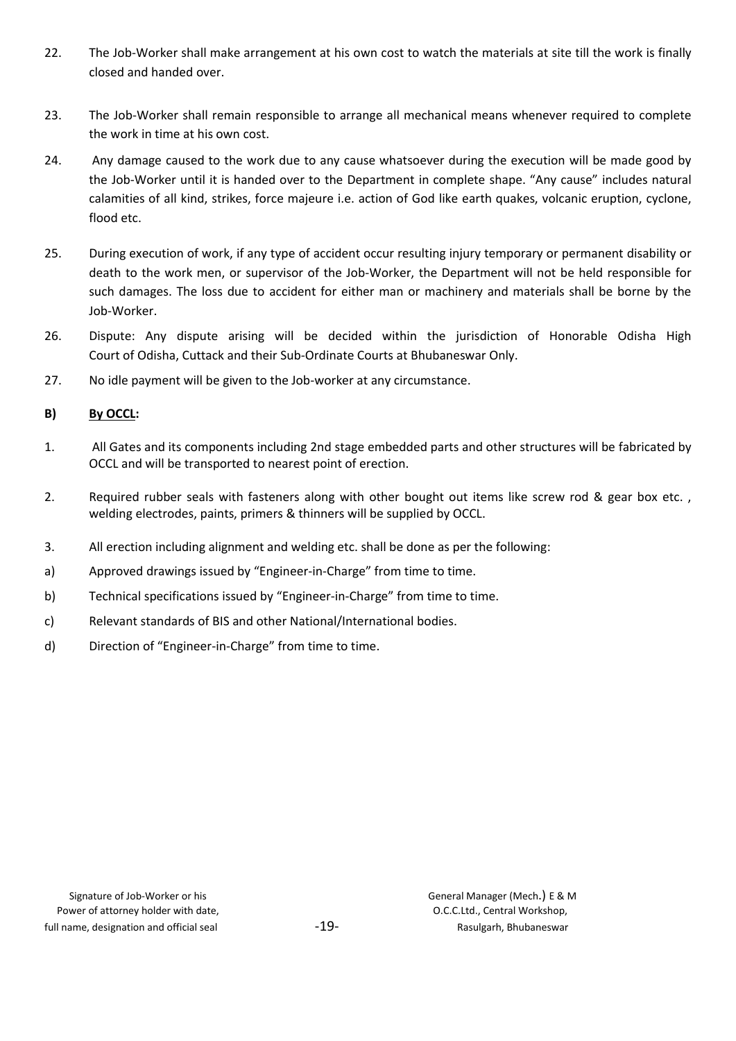22. The Job-Worker shall make arrangement at his own cost to watch the materials at site till the work is finally closed and handed over.

23. The Job-Worker shall remain responsible to arrange all mechanical means whenever required to complete the work in time at his own cost.

24. Any damage caused to the work due to any cause whatsoever during the execution will be made good by the Job-Worker until it is handed over to the Department in complete shape. "Any cause" includes natural calamities of all kind, strikes, force majeure i.e. action of God like earth quakes, volcanic eruption, cyclone, flood etc.

25. During execution of work, if any type of accident occur resulting injury temporary or permanent disability or death to the work men, or supervisor of the Job-Worker, the Department will not be held responsible for such damages. The loss due to accident for either man or machinery and materials shall be borne by the Job-Worker.

26. Dispute: Any dispute arising will be decided within the jurisdiction of Honorable Odisha High Court of Odisha, Cuttack and their Sub-Ordinate Courts at Bhubaneswar Only.

27. No idle payment will be given to the Job-worker at any circumstance.

**B) By OCCL:**

1. All Gates and its components including 2nd stage embedded parts and other structures will be fabricated by OCCL and will be transported to nearest point of erection.

2. Required rubber seals with fasteners along with other bought out items like screw rod & gear box etc. , welding electrodes, paints, primers & thinners will be supplied by OCCL.

3. All erection including alignment and welding etc. shall be done as per the following:

a) Approved drawings issued by "Engineer-in-Charge" from time to time.

b) Technical specifications issued by "Engineer-in-Charge" from time to time.

c) Relevant standards of BIS and other National/International bodies.

d) Direction of "Engineer-in-Charge" from time to time.

Signature of Job-Worker or his Power of attorney holder with date, full name, designation and official seal

General Manager (Mech.) E & M
O.C.C.Ltd., Central Workshop,
Rasulgarh, Bhubaneswar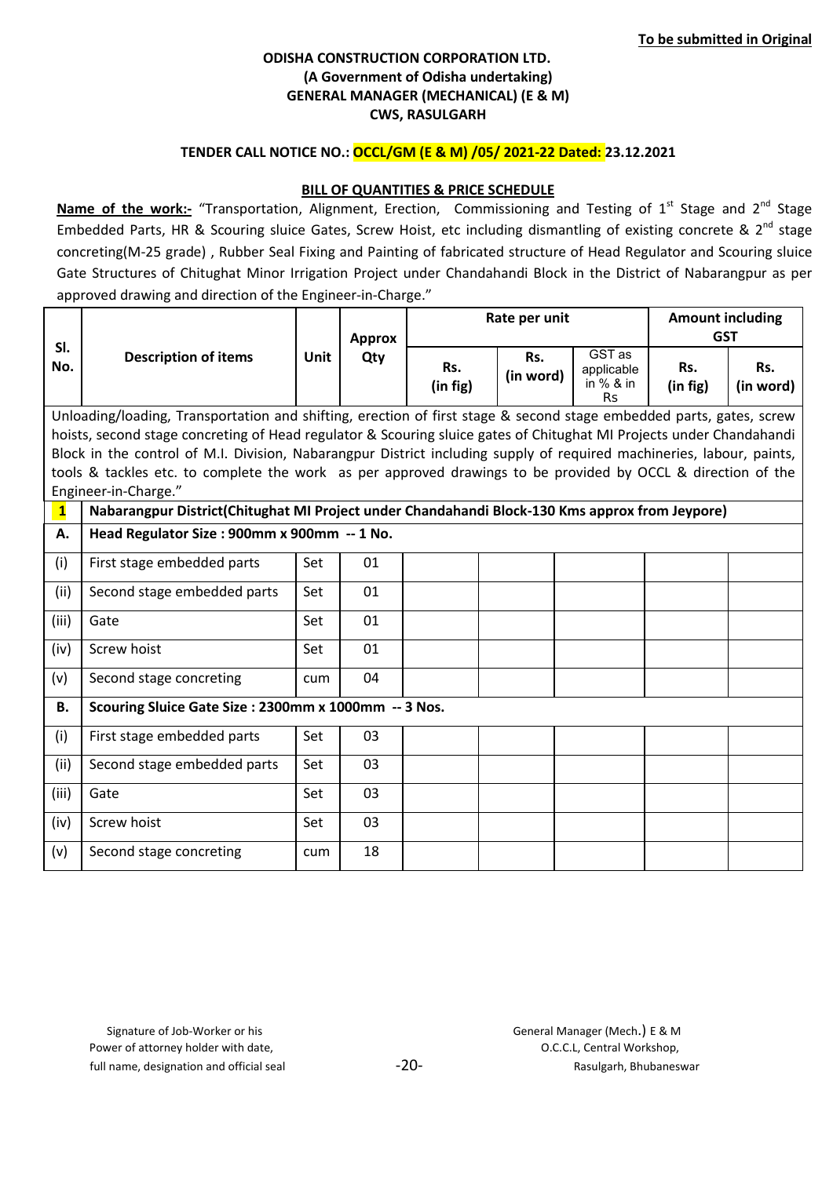**To be submitted in Original**

**ODISHA CONSTRUCTION CORPORATION LTD.**
**(A Government of Odisha undertaking)**
**GENERAL MANAGER (MECHANICAL) (E & M)**
**CWS, RASULGARH**

**TENDER CALL NOTICE NO.: OCCL/GM (E & M) /05/ 2021-22 Dated: 23.12.2021**

**BILL OF QUANTITIES & PRICE SCHEDULE**

**Name of the work:-** "Transportation, Alignment, Erection, Commissioning and Testing of 1st Stage and 2nd Stage Embedded Parts, HR & Scouring sluice Gates, Screw Hoist, etc including dismantling of existing concrete & 2nd stage concreting(M-25 grade) , Rubber Seal Fixing and Painting of fabricated structure of Head Regulator and Scouring sluice Gate Structures of Chitughat Minor Irrigation Project under Chandahandi Block in the District of Nabarangpur as per approved drawing and direction of the Engineer-in-Charge."

| Sl. No. | Description of items | Unit | Approx Qty | Rate per unit | | | Amount including GST | |
|---|---|---|---|---|---|---|---|---|
| | | | | Rs. (in fig) | Rs. (in word) | GST as applicable in % & in Rs | Rs. (in fig) | Rs. (in word) |
| Unloading/loading, Transportation and shifting, erection of first stage & second stage embedded parts, gates, screw hoists, second stage concreting of Head regulator & Scouring sluice gates of Chitughat MI Projects under Chandahandi Block in the control of M.I. Division, Nabarangpur District including supply of required machineries, labour, paints, tools & tackles etc. to complete the work as per approved drawings to be provided by OCCL & direction of the Engineer-in-Charge." | | | | | | | | |
| **1** | **Nabarangpur District(Chitughat MI Project under Chandahandi Block-130 Kms approx from Jeypore)** | | | | | | | |
| **A.** | **Head Regulator Size : 900mm x 900mm -- 1 No.** | | | | | | | |
| (i) | First stage embedded parts | Set | 01 | | | | | |
| (ii) | Second stage embedded parts | Set | 01 | | | | | |
| (iii) | Gate | Set | 01 | | | | | |
| (iv) | Screw hoist | Set | 01 | | | | | |
| (v) | Second stage concreting | cum | 04 | | | | | |
| **B.** | **Scouring Sluice Gate Size : 2300mm x 1000mm -- 3 Nos.** | | | | | | | |
| (i) | First stage embedded parts | Set | 03 | | | | | |
| (ii) | Second stage embedded parts | Set | 03 | | | | | |
| (iii) | Gate | Set | 03 | | | | | |
| (iv) | Screw hoist | Set | 03 | | | | | |
| (v) | Second stage concreting | cum | 18 | | | | | |

Signature of Job-Worker or his
Power of attorney holder with date,
full name, designation and official seal

General Manager (Mech.) E & M
O.C.C.L, Central Workshop,
Rasulgarh, Bhubaneswar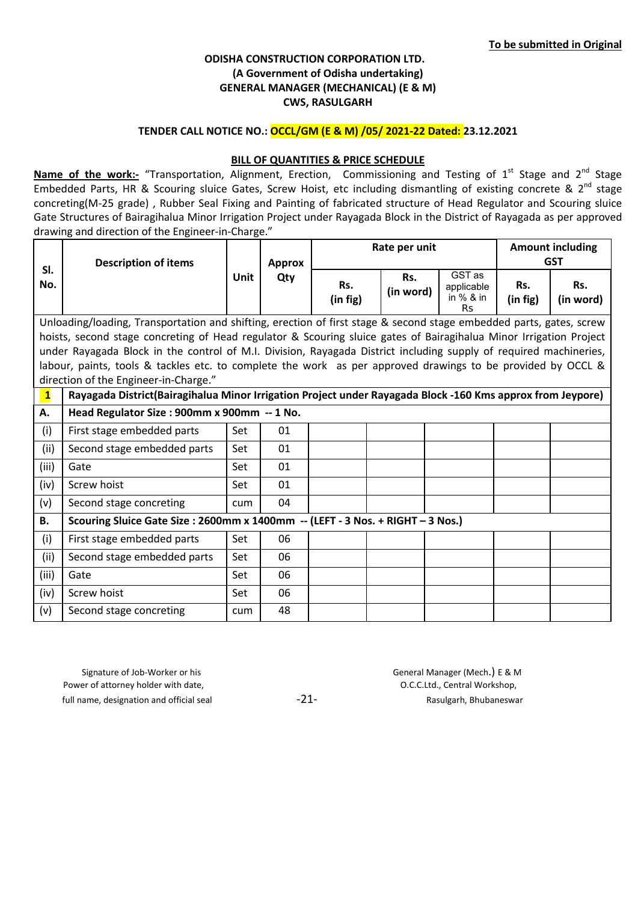**To be submitted in Original**

**ODISHA CONSTRUCTION CORPORATION LTD.**
**(A Government of Odisha undertaking)**
**GENERAL MANAGER (MECHANICAL) (E & M)**
**CWS, RASULGARH**

**TENDER CALL NOTICE NO.: OCCL/GM (E & M) /05/ 2021-22 Dated: 23.12.2021**

**BILL OF QUANTITIES & PRICE SCHEDULE**

**Name of the work:-** "Transportation, Alignment, Erection, Commissioning and Testing of 1st Stage and 2nd Stage Embedded Parts, HR & Scouring sluice Gates, Screw Hoist, etc including dismantling of existing concrete & 2nd stage concreting(M-25 grade) , Rubber Seal Fixing and Painting of fabricated structure of Head Regulator and Scouring sluice Gate Structures of Bairagihalua Minor Irrigation Project under Rayagada Block in the District of Rayagada as per approved drawing and direction of the Engineer-in-Charge."

| Sl. No. | Description of items | Unit | Approx Qty | Rate per unit | | | Amount including GST | |
|---|---|---|---|---|---|---|---|---|
| | | | | Rs. (in fig) | Rs. (in word) | GST as applicable in % & in Rs | Rs. (in fig) | Rs. (in word) |
| Unloading/loading, Transportation and shifting, erection of first stage & second stage embedded parts, gates, screw hoists, second stage concreting of Head regulator & Scouring sluice gates of Bairagihalua Minor Irrigation Project under Rayagada Block in the control of M.I. Division, Rayagada District including supply of required machineries, labour, paints, tools & tackles etc. to complete the work as per approved drawings to be provided by OCCL & direction of the Engineer-in-Charge." | | | | | | | | |
| **1** | **Rayagada District(Bairagihalua Minor Irrigation Project under Rayagada Block -160 Kms approx from Jeypore)** | | | | | | | |
| **A.** | **Head Regulator Size : 900mm x 900mm -- 1 No.** | | | | | | | |
| (i) | First stage embedded parts | Set | 01 | | | | | |
| (ii) | Second stage embedded parts | Set | 01 | | | | | |
| (iii) | Gate | Set | 01 | | | | | |
| (iv) | Screw hoist | Set | 01 | | | | | |
| (v) | Second stage concreting | cum | 04 | | | | | |
| **B.** | **Scouring Sluice Gate Size : 2600mm x 1400mm -- (LEFT - 3 Nos. + RIGHT – 3 Nos.)** | | | | | | | |
| (i) | First stage embedded parts | Set | 06 | | | | | |
| (ii) | Second stage embedded parts | Set | 06 | | | | | |
| (iii) | Gate | Set | 06 | | | | | |
| (iv) | Screw hoist | Set | 06 | | | | | |
| (v) | Second stage concreting | cum | 48 | | | | | |

Signature of Job-Worker or his
Power of attorney holder with date,
full name, designation and official seal

General Manager (Mech.) E & M
O.C.C.Ltd., Central Workshop,
Rasulgarh, Bhubaneswar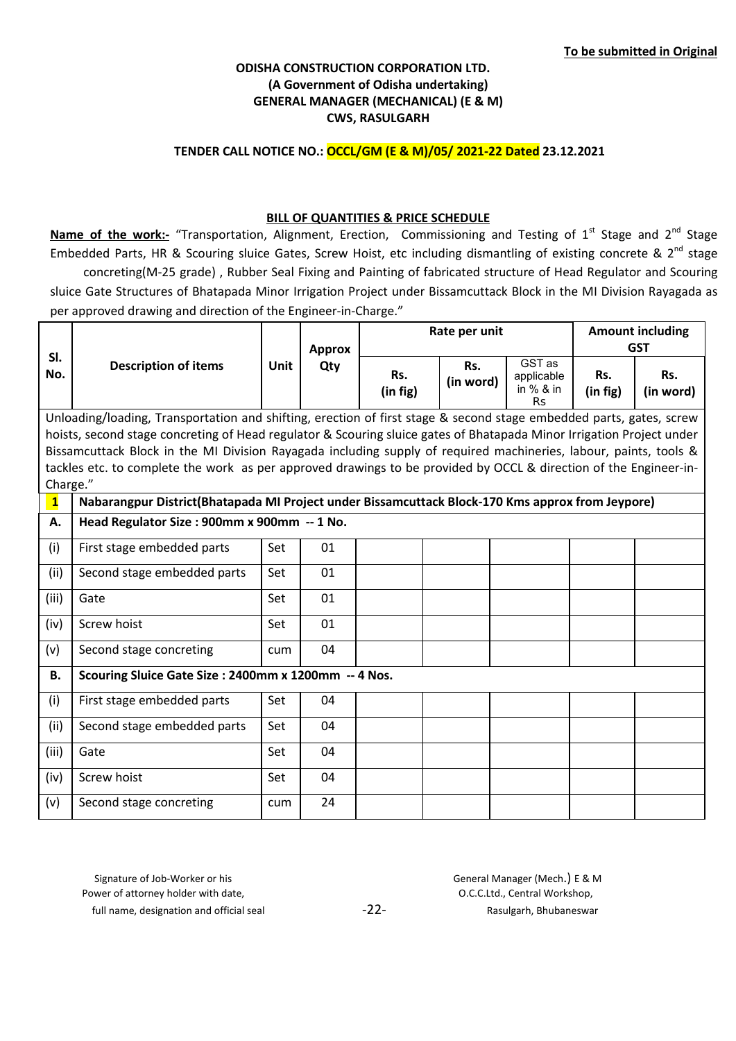**To be submitted in Original**

**ODISHA CONSTRUCTION CORPORATION LTD.**
**(A Government of Odisha undertaking)**
**GENERAL MANAGER (MECHANICAL) (E & M)**
**CWS, RASULGARH**

**TENDER CALL NOTICE NO.: OCCL/GM (E & M)/05/ 2021-22 Dated 23.12.2021**

**BILL OF QUANTITIES & PRICE SCHEDULE**

**Name of the work:-** "Transportation, Alignment, Erection, Commissioning and Testing of 1st Stage and 2nd Stage Embedded Parts, HR & Scouring sluice Gates, Screw Hoist, etc including dismantling of existing concrete & 2nd stage concreting(M-25 grade) , Rubber Seal Fixing and Painting of fabricated structure of Head Regulator and Scouring sluice Gate Structures of Bhatapada Minor Irrigation Project under Bissamcuttack Block in the MI Division Rayagada as per approved drawing and direction of the Engineer-in-Charge."

| Sl. No. | Description of items | Unit | Approx Qty | Rate per unit | | | Amount including GST | |
|---|---|---|---|---|---|---|---|---|
| | | | | Rs. (in fig) | Rs. (in word) | GST as applicable in % & in Rs | Rs. (in fig) | Rs. (in word) |
| Unloading/loading, Transportation and shifting, erection of first stage & second stage embedded parts, gates, screw hoists, second stage concreting of Head regulator & Scouring sluice gates of Bhatapada Minor Irrigation Project under Bissamcuttack Block in the MI Division Rayagada including supply of required machineries, labour, paints, tools & tackles etc. to complete the work as per approved drawings to be provided by OCCL & direction of the Engineer-in-Charge." | | | | | | | | |
| **1** | **Nabarangpur District(Bhatapada MI Project under Bissamcuttack Block-170 Kms approx from Jeypore)** | | | | | | | |
| **A.** | **Head Regulator Size : 900mm x 900mm -- 1 No.** | | | | | | | |
| (i) | First stage embedded parts | Set | 01 | | | | | |
| (ii) | Second stage embedded parts | Set | 01 | | | | | |
| (iii) | Gate | Set | 01 | | | | | |
| (iv) | Screw hoist | Set | 01 | | | | | |
| (v) | Second stage concreting | cum | 04 | | | | | |
| **B.** | **Scouring Sluice Gate Size : 2400mm x 1200mm -- 4 Nos.** | | | | | | | |
| (i) | First stage embedded parts | Set | 04 | | | | | |
| (ii) | Second stage embedded parts | Set | 04 | | | | | |
| (iii) | Gate | Set | 04 | | | | | |
| (iv) | Screw hoist | Set | 04 | | | | | |
| (v) | Second stage concreting | cum | 24 | | | | | |

Signature of Job-Worker or his
Power of attorney holder with date,
full name, designation and official seal

General Manager (Mech.) E & M
O.C.C.Ltd., Central Workshop,
Rasulgarh, Bhubaneswar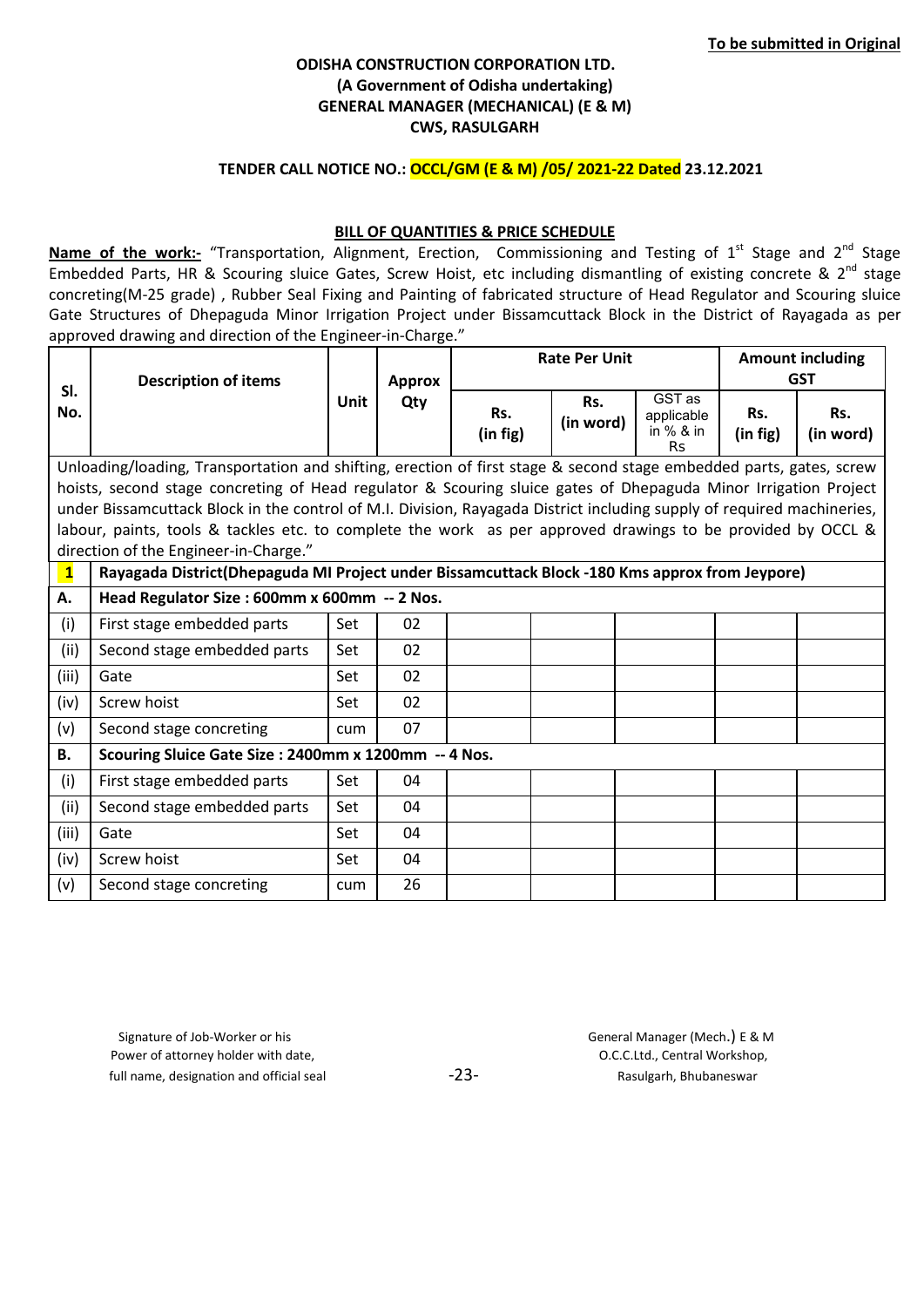**To be submitted in Original**

**ODISHA CONSTRUCTION CORPORATION LTD.**
**(A Government of Odisha undertaking)**
**GENERAL MANAGER (MECHANICAL) (E & M)**
**CWS, RASULGARH**

**TENDER CALL NOTICE NO.: OCCL/GM (E & M) /05/ 2021-22 Dated 23.12.2021**

**BILL OF QUANTITIES & PRICE SCHEDULE**

**Name of the work:-** "Transportation, Alignment, Erection, Commissioning and Testing of 1st Stage and 2nd Stage Embedded Parts, HR & Scouring sluice Gates, Screw Hoist, etc including dismantling of existing concrete & 2nd stage concreting(M-25 grade) , Rubber Seal Fixing and Painting of fabricated structure of Head Regulator and Scouring sluice Gate Structures of Dhepaguda Minor Irrigation Project under Bissamcuttack Block in the District of Rayagada as per approved drawing and direction of the Engineer-in-Charge."

| Sl. No. | Description of items | Unit | Approx Qty | Rate Per Unit | | | Amount including GST | |
|---|---|---|---|---|---|---|---|---|
| | | | | Rs. (in fig) | Rs. (in word) | GST as applicable in % & in Rs | Rs. (in fig) | Rs. (in word) |
| Unloading/loading, Transportation and shifting, erection of first stage & second stage embedded parts, gates, screw hoists, second stage concreting of Head regulator & Scouring sluice gates of Dhepaguda Minor Irrigation Project under Bissamcuttack Block in the control of M.I. Division, Rayagada District including supply of required machineries, labour, paints, tools & tackles etc. to complete the work as per approved drawings to be provided by OCCL & direction of the Engineer-in-Charge." | | | | | | | | |
| **1** | **Rayagada District(Dhepaguda MI Project under Bissamcuttack Block -180 Kms approx from Jeypore)** | | | | | | | |
| **A.** | **Head Regulator Size : 600mm x 600mm -- 2 Nos.** | | | | | | | |
| (i) | First stage embedded parts | Set | 02 | | | | | |
| (ii) | Second stage embedded parts | Set | 02 | | | | | |
| (iii) | Gate | Set | 02 | | | | | |
| (iv) | Screw hoist | Set | 02 | | | | | |
| (v) | Second stage concreting | cum | 07 | | | | | |
| **B.** | **Scouring Sluice Gate Size : 2400mm x 1200mm -- 4 Nos.** | | | | | | | |
| (i) | First stage embedded parts | Set | 04 | | | | | |
| (ii) | Second stage embedded parts | Set | 04 | | | | | |
| (iii) | Gate | Set | 04 | | | | | |
| (iv) | Screw hoist | Set | 04 | | | | | |
| (v) | Second stage concreting | cum | 26 | | | | | |

Signature of Job-Worker or his
Power of attorney holder with date,
full name, designation and official seal

General Manager (Mech.) E & M
O.C.C.Ltd., Central Workshop,
Rasulgarh, Bhubaneswar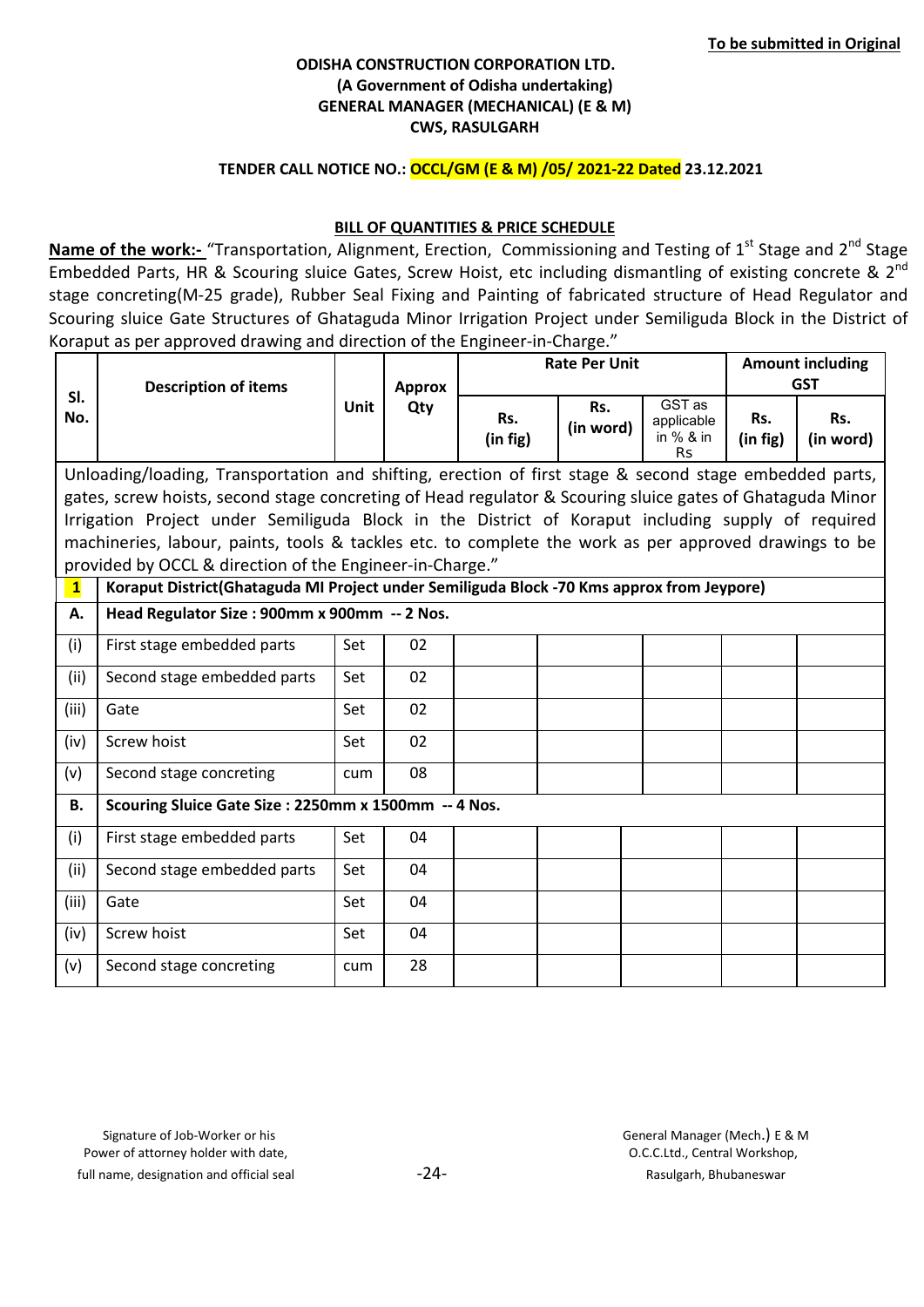**To be submitted in Original**

**ODISHA CONSTRUCTION CORPORATION LTD.**
**(A Government of Odisha undertaking)**
**GENERAL MANAGER (MECHANICAL) (E & M)**
**CWS, RASULGARH**

**TENDER CALL NOTICE NO.: OCCL/GM (E & M) /05/ 2021-22 Dated 23.12.2021**

**BILL OF QUANTITIES & PRICE SCHEDULE**

**Name of the work:-** "Transportation, Alignment, Erection, Commissioning and Testing of 1st Stage and 2nd Stage Embedded Parts, HR & Scouring sluice Gates, Screw Hoist, etc including dismantling of existing concrete & 2nd stage concreting(M-25 grade), Rubber Seal Fixing and Painting of fabricated structure of Head Regulator and Scouring sluice Gate Structures of Ghataguda Minor Irrigation Project under Semiliguda Block in the District of Koraput as per approved drawing and direction of the Engineer-in-Charge."

| Sl. No. | Description of items | Unit | Approx Qty | Rate Per Unit | | | Amount including GST | |
|---|---|---|---|---|---|---|---|---|
| | | | | Rs. (in fig) | Rs. (in word) | GST as applicable in % & in Rs | Rs. (in fig) | Rs. (in word) |
| Unloading/loading, Transportation and shifting, erection of first stage & second stage embedded parts, gates, screw hoists, second stage concreting of Head regulator & Scouring sluice gates of Ghataguda Minor Irrigation Project under Semiliguda Block in the District of Koraput including supply of required machineries, labour, paints, tools & tackles etc. to complete the work as per approved drawings to be provided by OCCL & direction of the Engineer-in-Charge." | | | | | | | | |
| **1** | **Koraput District(Ghataguda MI Project under Semiliguda Block -70 Kms approx from Jeypore)** | | | | | | | |
| **A.** | **Head Regulator Size : 900mm x 900mm -- 2 Nos.** | | | | | | | |
| (i) | First stage embedded parts | Set | 02 | | | | | |
| (ii) | Second stage embedded parts | Set | 02 | | | | | |
| (iii) | Gate | Set | 02 | | | | | |
| (iv) | Screw hoist | Set | 02 | | | | | |
| (v) | Second stage concreting | cum | 08 | | | | | |
| **B.** | **Scouring Sluice Gate Size : 2250mm x 1500mm -- 4 Nos.** | | | | | | | |
| (i) | First stage embedded parts | Set | 04 | | | | | |
| (ii) | Second stage embedded parts | Set | 04 | | | | | |
| (iii) | Gate | Set | 04 | | | | | |
| (iv) | Screw hoist | Set | 04 | | | | | |
| (v) | Second stage concreting | cum | 28 | | | | | |

Signature of Job-Worker or his
Power of attorney holder with date,
full name, designation and official seal

General Manager (Mech.) E & M
O.C.C.Ltd., Central Workshop,
Rasulgarh, Bhubaneswar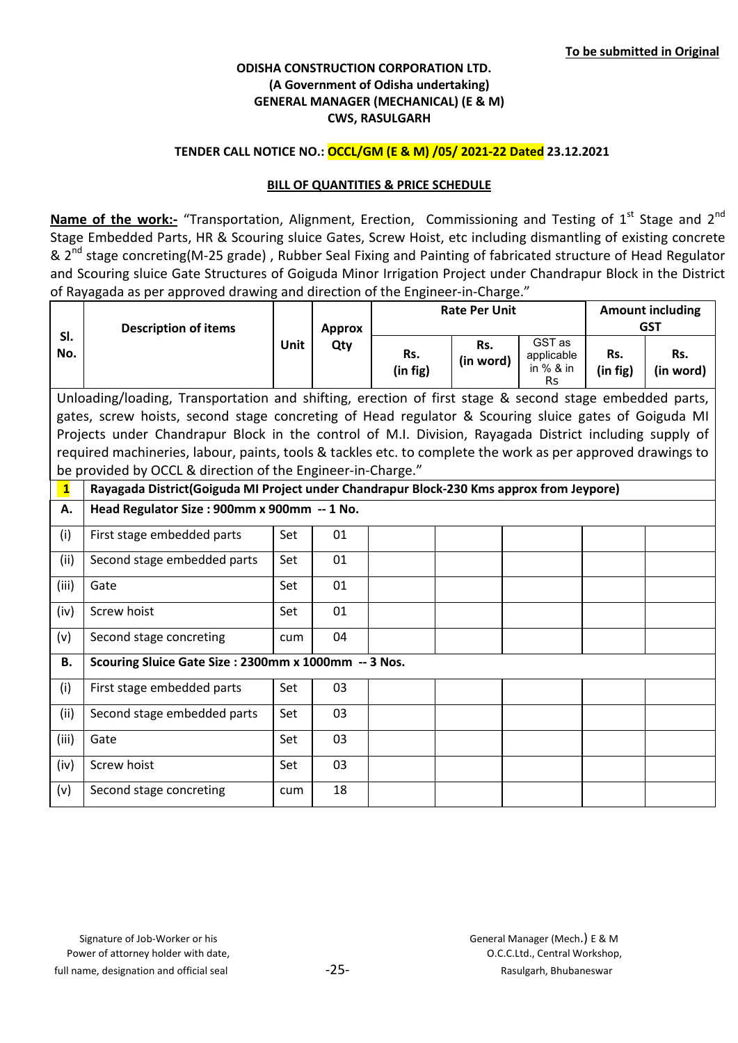**To be submitted in Original**

**ODISHA CONSTRUCTION CORPORATION LTD.**
**(A Government of Odisha undertaking)**
**GENERAL MANAGER (MECHANICAL) (E & M)**
**CWS, RASULGARH**

**TENDER CALL NOTICE NO.: OCCL/GM (E & M) /05/ 2021-22 Dated 23.12.2021**

**BILL OF QUANTITIES & PRICE SCHEDULE**

**Name of the work:-** "Transportation, Alignment, Erection, Commissioning and Testing of 1st Stage and 2nd Stage Embedded Parts, HR & Scouring sluice Gates, Screw Hoist, etc including dismantling of existing concrete & 2nd stage concreting(M-25 grade) , Rubber Seal Fixing and Painting of fabricated structure of Head Regulator and Scouring sluice Gate Structures of Goiguda Minor Irrigation Project under Chandrapur Block in the District of Rayagada as per approved drawing and direction of the Engineer-in-Charge."

| Sl. No. | Description of items | Unit | Approx Qty | Rate Per Unit | | | Amount including GST | |
|---|---|---|---|---|---|---|---|---|
| | | | | Rs. (in fig) | Rs. (in word) | GST as applicable in % & in Rs | Rs. (in fig) | Rs. (in word) |
| Unloading/loading, Transportation and shifting, erection of first stage & second stage embedded parts, gates, screw hoists, second stage concreting of Head regulator & Scouring sluice gates of Goiguda MI Projects under Chandrapur Block in the control of M.I. Division, Rayagada District including supply of required machineries, labour, paints, tools & tackles etc. to complete the work as per approved drawings to be provided by OCCL & direction of the Engineer-in-Charge." | | | | | | | | |
| **1** | **Rayagada District(Goiguda MI Project under Chandrapur Block-230 Kms approx from Jeypore)** | | | | | | | |
| **A.** | **Head Regulator Size : 900mm x 900mm -- 1 No.** | | | | | | | |
| (i) | First stage embedded parts | Set | 01 | | | | | |
| (ii) | Second stage embedded parts | Set | 01 | | | | | |
| (iii) | Gate | Set | 01 | | | | | |
| (iv) | Screw hoist | Set | 01 | | | | | |
| (v) | Second stage concreting | cum | 04 | | | | | |
| **B.** | **Scouring Sluice Gate Size : 2300mm x 1000mm -- 3 Nos.** | | | | | | | |
| (i) | First stage embedded parts | Set | 03 | | | | | |
| (ii) | Second stage embedded parts | Set | 03 | | | | | |
| (iii) | Gate | Set | 03 | | | | | |
| (iv) | Screw hoist | Set | 03 | | | | | |
| (v) | Second stage concreting | cum | 18 | | | | | |

Signature of Job-Worker or his Power of attorney holder with date, full name, designation and official seal

General Manager (Mech.) E & M
O.C.C.Ltd., Central Workshop,
Rasulgarh, Bhubaneswar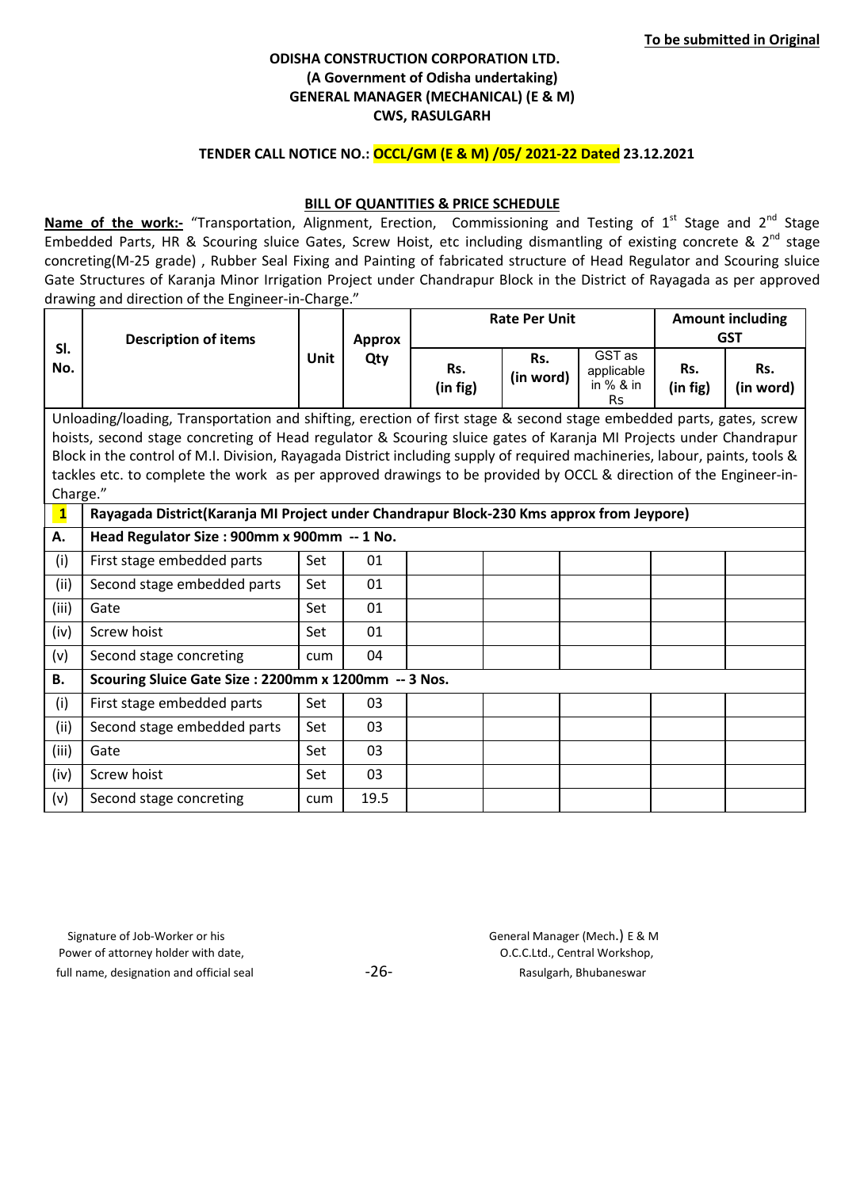**To be submitted in Original**

**ODISHA CONSTRUCTION CORPORATION LTD.**
**(A Government of Odisha undertaking)**
**GENERAL MANAGER (MECHANICAL) (E & M)**
**CWS, RASULGARH**

**TENDER CALL NOTICE NO.: OCCL/GM (E & M) /05/ 2021-22 Dated 23.12.2021**

**BILL OF QUANTITIES & PRICE SCHEDULE**

**Name of the work:-** "Transportation, Alignment, Erection, Commissioning and Testing of 1st Stage and 2nd Stage Embedded Parts, HR & Scouring sluice Gates, Screw Hoist, etc including dismantling of existing concrete & 2nd stage concreting(M-25 grade) , Rubber Seal Fixing and Painting of fabricated structure of Head Regulator and Scouring sluice Gate Structures of Karanja Minor Irrigation Project under Chandrapur Block in the District of Rayagada as per approved drawing and direction of the Engineer-in-Charge."

| Sl. No. | Description of items | Unit | Approx Qty | Rate Per Unit | | | Amount including GST | |
|---|---|---|---|---|---|---|---|---|
| | | | | Rs. (in fig) | Rs. (in word) | GST as applicable in % & in Rs | Rs. (in fig) | Rs. (in word) |
| Unloading/loading, Transportation and shifting, erection of first stage & second stage embedded parts, gates, screw hoists, second stage concreting of Head regulator & Scouring sluice gates of Karanja MI Projects under Chandrapur Block in the control of M.I. Division, Rayagada District including supply of required machineries, labour, paints, tools & tackles etc. to complete the work as per approved drawings to be provided by OCCL & direction of the Engineer-in-Charge." | | | | | | | | |
| **1** | **Rayagada District(Karanja MI Project under Chandrapur Block-230 Kms approx from Jeypore)** | | | | | | | |
| **A.** | **Head Regulator Size : 900mm x 900mm -- 1 No.** | | | | | | | |
| (i) | First stage embedded parts | Set | 01 | | | | | |
| (ii) | Second stage embedded parts | Set | 01 | | | | | |
| (iii) | Gate | Set | 01 | | | | | |
| (iv) | Screw hoist | Set | 01 | | | | | |
| (v) | Second stage concreting | cum | 04 | | | | | |
| **B.** | **Scouring Sluice Gate Size : 2200mm x 1200mm -- 3 Nos.** | | | | | | | |
| (i) | First stage embedded parts | Set | 03 | | | | | |
| (ii) | Second stage embedded parts | Set | 03 | | | | | |
| (iii) | Gate | Set | 03 | | | | | |
| (iv) | Screw hoist | Set | 03 | | | | | |
| (v) | Second stage concreting | cum | 19.5 | | | | | |

Signature of Job-Worker or his
Power of attorney holder with date,
full name, designation and official seal

General Manager (Mech.) E & M
O.C.C.Ltd., Central Workshop,
Rasulgarh, Bhubaneswar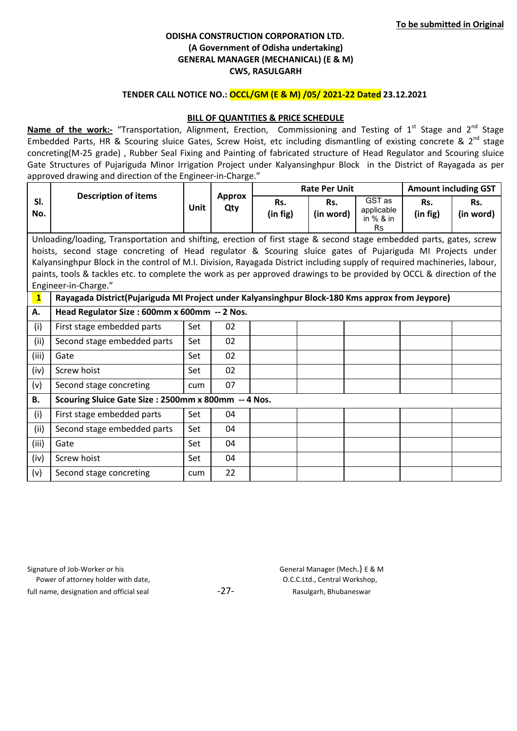**To be submitted in Original**

**ODISHA CONSTRUCTION CORPORATION LTD.**
**(A Government of Odisha undertaking)**
**GENERAL MANAGER (MECHANICAL) (E & M)**
**CWS, RASULGARH**

**TENDER CALL NOTICE NO.: OCCL/GM (E & M) /05/ 2021-22 Dated 23.12.2021**

**BILL OF QUANTITIES & PRICE SCHEDULE**

**Name of the work:-** "Transportation, Alignment, Erection, Commissioning and Testing of 1[st] Stage and 2[nd] Stage Embedded Parts, HR & Scouring sluice Gates, Screw Hoist, etc including dismantling of existing concrete & 2[nd] stage concreting(M-25 grade) , Rubber Seal Fixing and Painting of fabricated structure of Head Regulator and Scouring sluice Gate Structures of Pujariguda Minor Irrigation Project under Kalyansinghpur Block in the District of Rayagada as per approved drawing and direction of the Engineer-in-Charge."

| Sl. No. | Description of items | Unit | Approx Qty | Rate Per Unit | | | Amount including GST | |
|---|---|---|---|---|---|---|---|---|
| | | | | Rs. (in fig) | Rs. (in word) | GST as applicable in % & in Rs | Rs. (in fig) | Rs. (in word) |
| Unloading/loading, Transportation and shifting, erection of first stage & second stage embedded parts, gates, screw hoists, second stage concreting of Head regulator & Scouring sluice gates of Pujariguda MI Projects under Kalyansinghpur Block in the control of M.I. Division, Rayagada District including supply of required machineries, labour, paints, tools & tackles etc. to complete the work as per approved drawings to be provided by OCCL & direction of the Engineer-in-Charge." | | | | | | | | |
| **1** | **Rayagada District(Pujariguda MI Project under Kalyansinghpur Block-180 Kms approx from Jeypore)** | | | | | | | |
| **A.** | **Head Regulator Size : 600mm x 600mm -- 2 Nos.** | | | | | | | |
| (i) | First stage embedded parts | Set | 02 | | | | | |
| (ii) | Second stage embedded parts | Set | 02 | | | | | |
| (iii) | Gate | Set | 02 | | | | | |
| (iv) | Screw hoist | Set | 02 | | | | | |
| (v) | Second stage concreting | cum | 07 | | | | | |
| **B.** | **Scouring Sluice Gate Size : 2500mm x 800mm -- 4 Nos.** | | | | | | | |
| (i) | First stage embedded parts | Set | 04 | | | | | |
| (ii) | Second stage embedded parts | Set | 04 | | | | | |
| (iii) | Gate | Set | 04 | | | | | |
| (iv) | Screw hoist | Set | 04 | | | | | |
| (v) | Second stage concreting | cum | 22 | | | | | |

Signature of Job-Worker or his
Power of attorney holder with date,
full name, designation and official seal

General Manager (Mech.) E & M
O.C.C.Ltd., Central Workshop,
Rasulgarh, Bhubaneswar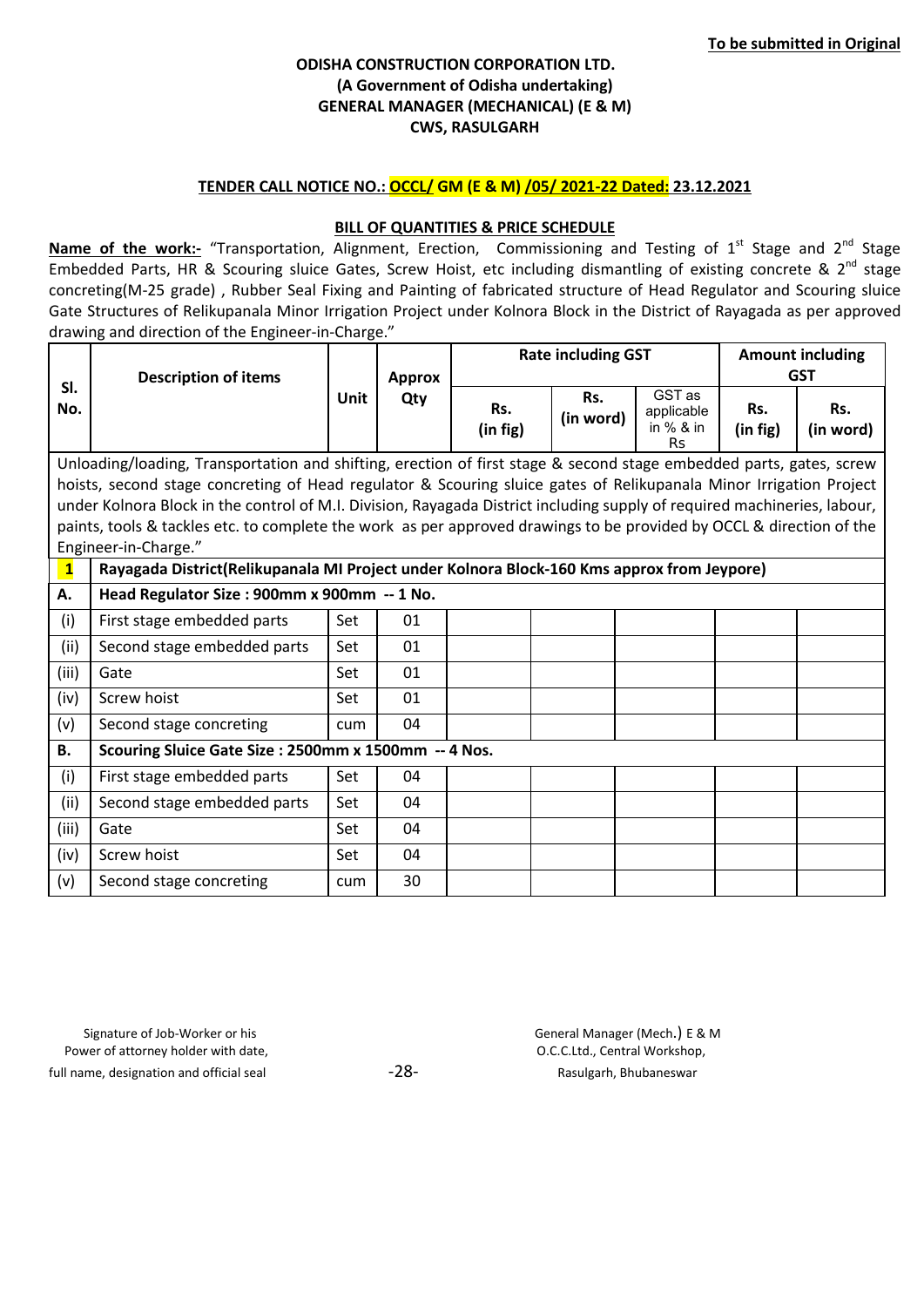**To be submitted in Original**

**ODISHA CONSTRUCTION CORPORATION LTD.**
**(A Government of Odisha undertaking)**
**GENERAL MANAGER (MECHANICAL) (E & M)**
**CWS, RASULGARH**

**TENDER CALL NOTICE NO.: OCCL/ GM (E & M) /05/ 2021-22 Dated: 23.12.2021**

**BILL OF QUANTITIES & PRICE SCHEDULE**

**Name of the work:-** "Transportation, Alignment, Erection, Commissioning and Testing of 1st Stage and 2nd Stage Embedded Parts, HR & Scouring sluice Gates, Screw Hoist, etc including dismantling of existing concrete & 2nd stage concreting(M-25 grade) , Rubber Seal Fixing and Painting of fabricated structure of Head Regulator and Scouring sluice Gate Structures of Relikupanala Minor Irrigation Project under Kolnora Block in the District of Rayagada as per approved drawing and direction of the Engineer-in-Charge."

| Sl. No. | Description of items | Unit | Approx Qty | Rate including GST | | | Amount including GST | |
|---|---|---|---|---|---|---|---|---|
| | | | | Rs. (in fig) | Rs. (in word) | GST as applicable in % & in Rs | Rs. (in fig) | Rs. (in word) |
| | Unloading/loading, Transportation and shifting, erection of first stage & second stage embedded parts, gates, screw hoists, second stage concreting of Head regulator & Scouring sluice gates of Relikupanala Minor Irrigation Project under Kolnora Block in the control of M.I. Division, Rayagada District including supply of required machineries, labour, paints, tools & tackles etc. to complete the work as per approved drawings to be provided by OCCL & direction of the Engineer-in-Charge." | | | | | | | |
| **1** | **Rayagada District(Relikupanala MI Project under Kolnora Block-160 Kms approx from Jeypore)** | | | | | | | |
| **A.** | **Head Regulator Size : 900mm x 900mm -- 1 No.** | | | | | | | |
| (i) | First stage embedded parts | Set | 01 | | | | | |
| (ii) | Second stage embedded parts | Set | 01 | | | | | |
| (iii) | Gate | Set | 01 | | | | | |
| (iv) | Screw hoist | Set | 01 | | | | | |
| (v) | Second stage concreting | cum | 04 | | | | | |
| **B.** | **Scouring Sluice Gate Size : 2500mm x 1500mm -- 4 Nos.** | | | | | | | |
| (i) | First stage embedded parts | Set | 04 | | | | | |
| (ii) | Second stage embedded parts | Set | 04 | | | | | |
| (iii) | Gate | Set | 04 | | | | | |
| (iv) | Screw hoist | Set | 04 | | | | | |
| (v) | Second stage concreting | cum | 30 | | | | | |

Signature of Job-Worker or his
Power of attorney holder with date,
full name, designation and official seal

General Manager (Mech.) E & M
O.C.C.Ltd., Central Workshop,
Rasulgarh, Bhubaneswar